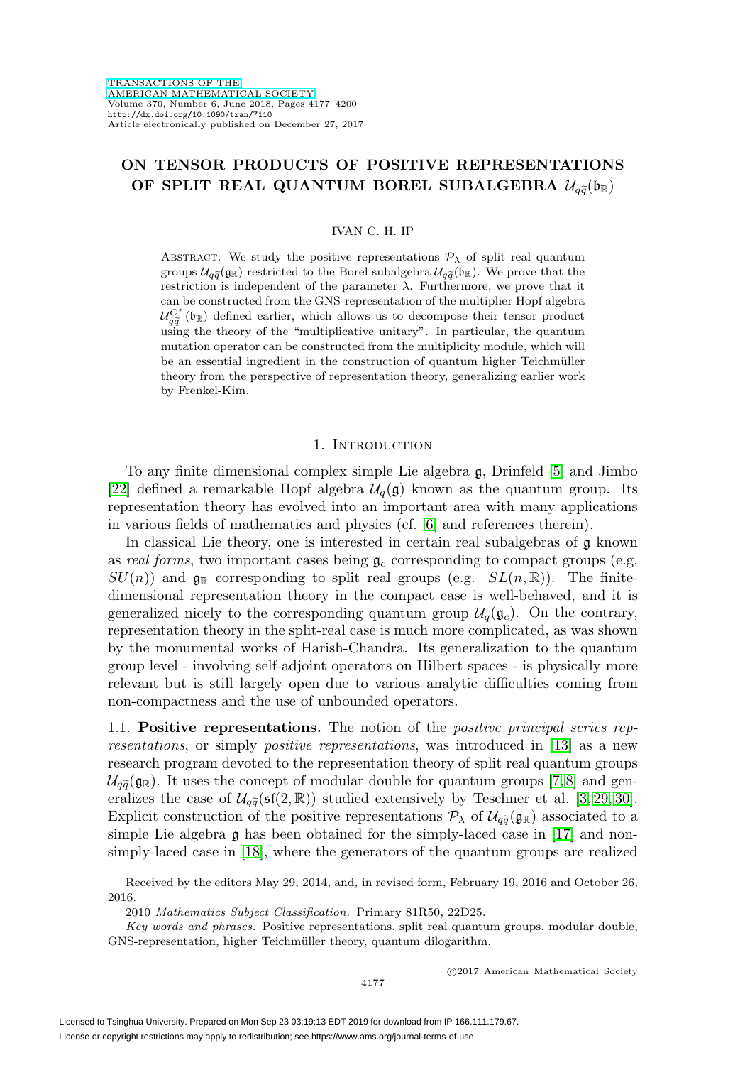# ON TENSOR PRODUCTS OF POSITIVE REPRESENTATIONS OF SPLIT REAL QUANTUM BOREL SUBALGEBRA $\mathcal{U}_{q\widetilde{q}}(\mathfrak{b}_{\mathbb{R}})$

IVAN C. H. IP

ABSTRACT. We study the positive representations $\mathcal{P}_\lambda$ of split real quantum groups $\mathcal{U}_{q\widetilde{q}}(\mathfrak{g}_{\mathbb{R}})$ restricted to the Borel subalgebra $\mathcal{U}_{q\widetilde{q}}(\mathfrak{b}_{\mathbb{R}})$. We prove that the restriction is independent of the parameter $\lambda$. Furthermore, we prove that it can be constructed from the GNS-representation of the multiplier Hopf algebra $\mathcal{U}_{q\widetilde{q}}^{C^*}(\mathfrak{b}_{\mathbb{R}})$ defined earlier, which allows us to decompose their tensor product using the theory of the "multiplicative unitary". In particular, the quantum mutation operator can be constructed from the multiplicity module, which will be an essential ingredient in the construction of quantum higher Teichmüller theory from the perspective of representation theory, generalizing earlier work by Frenkel-Kim.

## 1. INTRODUCTION

To any finite dimensional complex simple Lie algebra $\mathfrak{g}$, Drinfeld [5] and Jimbo [22] defined a remarkable Hopf algebra $\mathcal{U}_q(\mathfrak{g})$ known as the quantum group. Its representation theory has evolved into an important area with many applications in various fields of mathematics and physics (cf. [6] and references therein).

In classical Lie theory, one is interested in certain real subalgebras of $\mathfrak{g}$ known as *real forms*, two important cases being $\mathfrak{g}_c$ corresponding to compact groups (e.g. $SU(n)$) and $\mathfrak{g}_{\mathbb{R}}$ corresponding to split real groups (e.g. $SL(n,\mathbb{R})$). The finite-dimensional representation theory in the compact case is well-behaved, and it is generalized nicely to the corresponding quantum group $\mathcal{U}_q(\mathfrak{g}_c)$. On the contrary, representation theory in the split-real case is much more complicated, as was shown by the monumental works of Harish-Chandra. Its generalization to the quantum group level - involving self-adjoint operators on Hilbert spaces - is physically more relevant but is still largely open due to various analytic difficulties coming from non-compactness and the use of unbounded operators.

1.1. **Positive representations.** The notion of the *positive principal series representations*, or simply *positive representations*, was introduced in [13] as a new research program devoted to the representation theory of split real quantum groups $\mathcal{U}_{q\widetilde{q}}(\mathfrak{g}_{\mathbb{R}})$. It uses the concept of modular double for quantum groups [7, 8] and generalizes the case of $\mathcal{U}_{q\widetilde{q}}(\mathfrak{sl}(2,\mathbb{R}))$ studied extensively by Teschner et al. [3, 29, 30]. Explicit construction of the positive representations $\mathcal{P}_\lambda$ of $\mathcal{U}_{q\widetilde{q}}(\mathfrak{g}_{\mathbb{R}})$ associated to a simple Lie algebra $\mathfrak{g}$ has been obtained for the simply-laced case in [17] and non-simply-laced case in [18], where the generators of the quantum groups are realized

---

Received by the editors May 29, 2014, and, in revised form, February 19, 2016 and October 26, 2016.

2010 *Mathematics Subject Classification.* Primary 81R50, 22D25.

*Key words and phrases.* Positive representations, split real quantum groups, modular double, GNS-representation, higher Teichmüller theory, quantum dilogarithm.

©2017 American Mathematical Society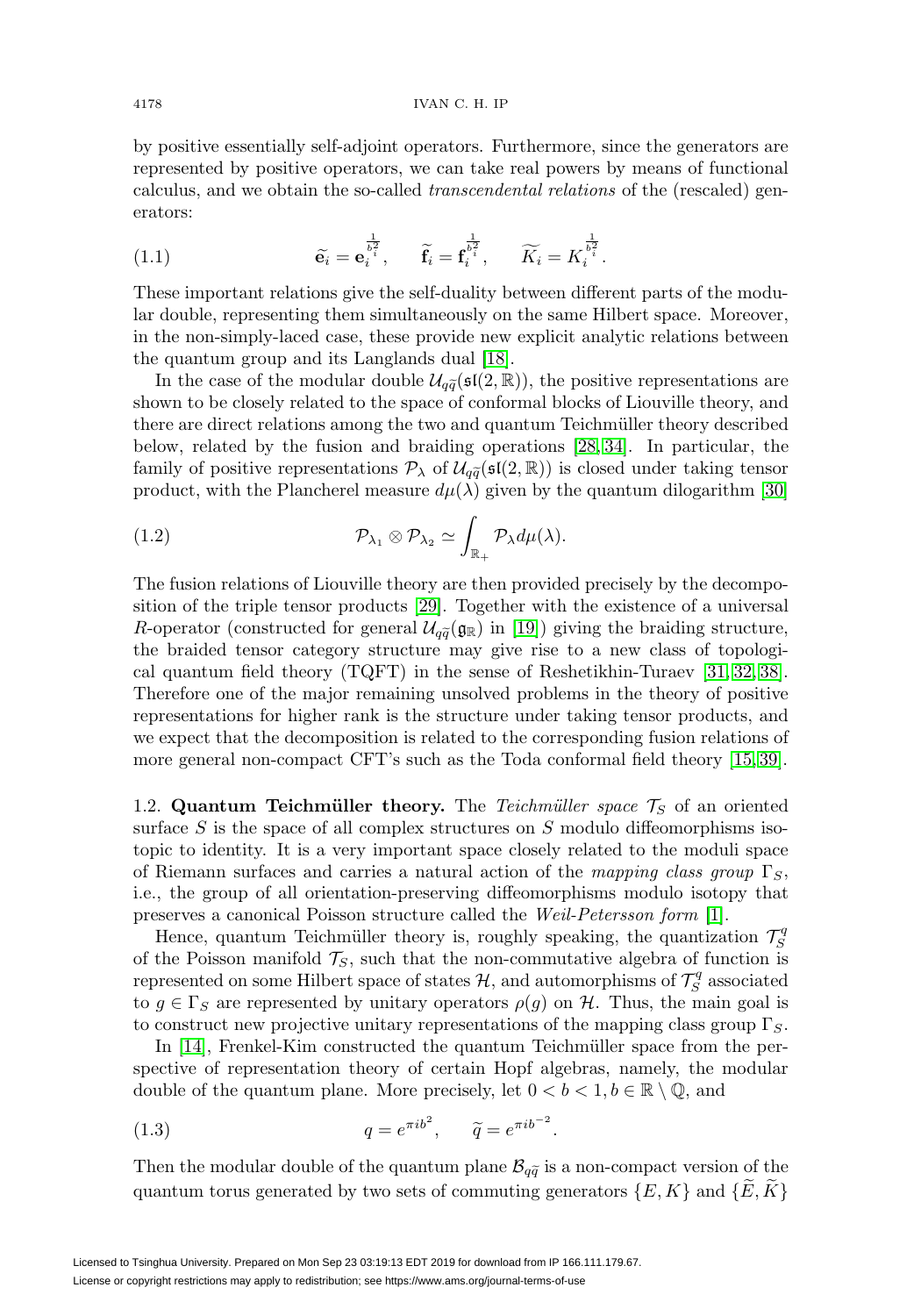by positive essentially self-adjoint operators. Furthermore, since the generators are represented by positive operators, we can take real powers by means of functional calculus, and we obtain the so-called *transcendental relations* of the (rescaled) generators:

$$\widetilde{\mathbf{e}}_i = \mathbf{e}_i^{\frac{1}{b_i^2}}, \qquad \widetilde{\mathbf{f}}_i = \mathbf{f}_i^{\frac{1}{b_i^2}}, \qquad \widetilde{K}_i = K_i^{\frac{1}{b_i^2}}. \tag{1.1}$$

These important relations give the self-duality between different parts of the modular double, representing them simultaneously on the same Hilbert space. Moreover, in the non-simply-laced case, these provide new explicit analytic relations between the quantum group and its Langlands dual [18].

In the case of the modular double $\mathcal{U}_{q\widetilde{q}}(\mathfrak{sl}(2,\mathbb{R}))$, the positive representations are shown to be closely related to the space of conformal blocks of Liouville theory, and there are direct relations among the two and quantum Teichmüller theory described below, related by the fusion and braiding operations [28,34]. In particular, the family of positive representations $\mathcal{P}_\lambda$ of $\mathcal{U}_{q\widetilde{q}}(\mathfrak{sl}(2,\mathbb{R}))$ is closed under taking tensor product, with the Plancherel measure $d\mu(\lambda)$ given by the quantum dilogarithm [30]

$$\mathcal{P}_{\lambda_1} \otimes \mathcal{P}_{\lambda_2} \simeq \int_{\mathbb{R}_+} \mathcal{P}_\lambda d\mu(\lambda). \tag{1.2}$$

The fusion relations of Liouville theory are then provided precisely by the decomposition of the triple tensor products [29]. Together with the existence of a universal $R$-operator (constructed for general $\mathcal{U}_{q\widetilde{q}}(\mathfrak{g}_\mathbb{R})$ in [19]) giving the braiding structure, the braided tensor category structure may give rise to a new class of topological quantum field theory (TQFT) in the sense of Reshetikhin-Turaev [31,32,38]. Therefore one of the major remaining unsolved problems in the theory of positive representations for higher rank is the structure under taking tensor products, and we expect that the decomposition is related to the corresponding fusion relations of more general non-compact CFT's such as the Toda conformal field theory [15,39].

### 1.2. Quantum Teichmüller theory.

The *Teichmüller space* $\mathcal{T}_S$ of an oriented surface $S$ is the space of all complex structures on $S$ modulo diffeomorphisms isotopic to identity. It is a very important space closely related to the moduli space of Riemann surfaces and carries a natural action of the *mapping class group* $\Gamma_S$, i.e., the group of all orientation-preserving diffeomorphisms modulo isotopy that preserves a canonical Poisson structure called the *Weil-Petersson form* [1].

Hence, quantum Teichmüller theory is, roughly speaking, the quantization $\mathcal{T}_S^q$ of the Poisson manifold $\mathcal{T}_S$, such that the non-commutative algebra of function is represented on some Hilbert space of states $\mathcal{H}$, and automorphisms of $\mathcal{T}_S^q$ associated to $g \in \Gamma_S$ are represented by unitary operators $\rho(g)$ on $\mathcal{H}$. Thus, the main goal is to construct new projective unitary representations of the mapping class group $\Gamma_S$.

In [14], Frenkel-Kim constructed the quantum Teichmüller space from the perspective of representation theory of certain Hopf algebras, namely, the modular double of the quantum plane. More precisely, let $0 < b < 1, b \in \mathbb{R} \setminus \mathbb{Q}$, and

$$q = e^{\pi i b^2}, \qquad \widetilde{q} = e^{\pi i b^{-2}}. \tag{1.3}$$

Then the modular double of the quantum plane $\mathcal{B}_{q\widetilde{q}}$ is a non-compact version of the quantum torus generated by two sets of commuting generators $\{E, K\}$ and $\{\widetilde{E}, \widetilde{K}\}$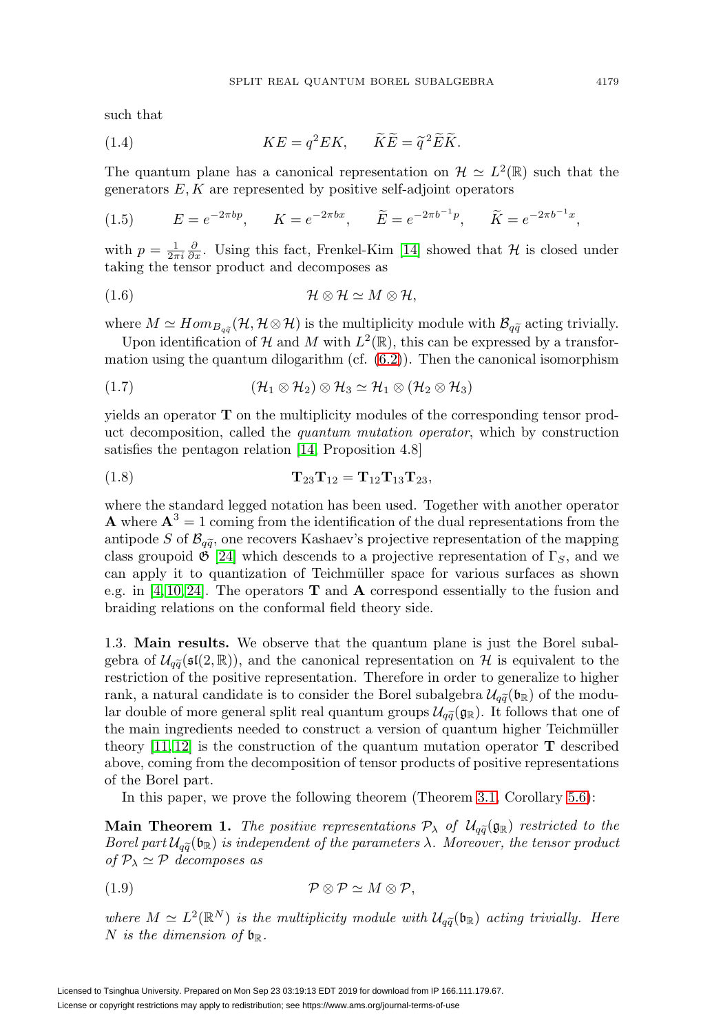such that

$$KE = q^2 EK, \qquad \widetilde{K}\widetilde{E} = \widetilde{q}^2 \widetilde{E}\widetilde{K}. \tag{1.4}$$

The quantum plane has a canonical representation on $\mathcal{H} \simeq L^2(\mathbb{R})$ such that the generators $E, K$ are represented by positive self-adjoint operators

$$E = e^{-2\pi b p}, \qquad K = e^{-2\pi b x}, \qquad \widetilde{E} = e^{-2\pi b^{-1} p}, \qquad \widetilde{K} = e^{-2\pi b^{-1} x}, \tag{1.5}$$

with $p = \frac{1}{2\pi i}\frac{\partial}{\partial x}$. Using this fact, Frenkel-Kim [14] showed that $\mathcal{H}$ is closed under taking the tensor product and decomposes as

$$\mathcal{H} \otimes \mathcal{H} \simeq M \otimes \mathcal{H}, \tag{1.6}$$

where $M \simeq Hom_{B_{q\widetilde{q}}}(\mathcal{H}, \mathcal{H} \otimes \mathcal{H})$ is the multiplicity module with $\mathcal{B}_{q\widetilde{q}}$ acting trivially.

Upon identification of $\mathcal{H}$ and $M$ with $L^2(\mathbb{R})$, this can be expressed by a transformation using the quantum dilogarithm (cf. (6.2)). Then the canonical isomorphism

$$(\mathcal{H}_1 \otimes \mathcal{H}_2) \otimes \mathcal{H}_3 \simeq \mathcal{H}_1 \otimes (\mathcal{H}_2 \otimes \mathcal{H}_3) \tag{1.7}$$

yields an operator $\mathbf{T}$ on the multiplicity modules of the corresponding tensor product decomposition, called the *quantum mutation operator*, which by construction satisfies the pentagon relation [14, Proposition 4.8]

$$\mathbf{T}_{23}\mathbf{T}_{12} = \mathbf{T}_{12}\mathbf{T}_{13}\mathbf{T}_{23}, \tag{1.8}$$

where the standard legged notation has been used. Together with another operator $\mathbf{A}$ where $\mathbf{A}^3 = 1$ coming from the identification of the dual representations from the antipode $S$ of $\mathcal{B}_{q\widetilde{q}}$, one recovers Kashaev's projective representation of the mapping class groupoid $\mathfrak{G}$ [24] which descends to a projective representation of $\Gamma_S$, and we can apply it to quantization of Teichmüller space for various surfaces as shown e.g. in [4, 10, 24]. The operators $\mathbf{T}$ and $\mathbf{A}$ correspond essentially to the fusion and braiding relations on the conformal field theory side.

1.3. **Main results.** We observe that the quantum plane is just the Borel subalgebra of $\mathcal{U}_{q\widetilde{q}}(\mathfrak{sl}(2,\mathbb{R}))$, and the canonical representation on $\mathcal{H}$ is equivalent to the restriction of the positive representation. Therefore in order to generalize to higher rank, a natural candidate is to consider the Borel subalgebra $\mathcal{U}_{q\widetilde{q}}(\mathfrak{b}_\mathbb{R})$ of the modular double of more general split real quantum groups $\mathcal{U}_{q\widetilde{q}}(\mathfrak{g}_\mathbb{R})$. It follows that one of the main ingredients needed to construct a version of quantum higher Teichmüller theory [11, 12] is the construction of the quantum mutation operator $\mathbf{T}$ described above, coming from the decomposition of tensor products of positive representations of the Borel part.

In this paper, we prove the following theorem (Theorem 3.1, Corollary 5.6):

**Main Theorem 1.** *The positive representations $\mathcal{P}_\lambda$ of $\mathcal{U}_{q\widetilde{q}}(\mathfrak{g}_\mathbb{R})$ restricted to the Borel part $\mathcal{U}_{q\widetilde{q}}(\mathfrak{b}_\mathbb{R})$ is independent of the parameters $\lambda$. Moreover, the tensor product of $\mathcal{P}_\lambda \simeq \mathcal{P}$ decomposes as*

$$\mathcal{P} \otimes \mathcal{P} \simeq M \otimes \mathcal{P}, \tag{1.9}$$

*where $M \simeq L^2(\mathbb{R}^N)$ is the multiplicity module with $\mathcal{U}_{q\widetilde{q}}(\mathfrak{b}_\mathbb{R})$ acting trivially. Here $N$ is the dimension of $\mathfrak{b}_\mathbb{R}$.*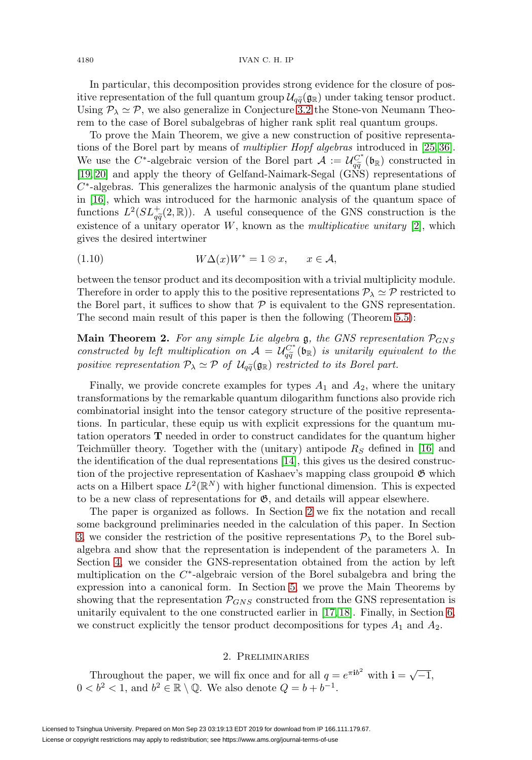In particular, this decomposition provides strong evidence for the closure of positive representation of the full quantum group $\mathcal{U}_{q\widetilde{q}}(\mathfrak{g}_\mathbb{R})$ under taking tensor product. Using $\mathcal{P}_\lambda \simeq \mathcal{P}$, we also generalize in Conjecture 3.2 the Stone-von Neumann Theorem to the case of Borel subalgebras of higher rank split real quantum groups.

To prove the Main Theorem, we give a new construction of positive representations of the Borel part by means of *multiplier Hopf algebras* introduced in [25, 36]. We use the $C^*$-algebraic version of the Borel part $\mathcal{A} := \mathcal{U}_{q\widetilde{q}}^{C^*}(\mathfrak{b}_\mathbb{R})$ constructed in [19, 20] and apply the theory of Gelfand-Naimark-Segal (GNS) representations of $C^*$-algebras. This generalizes the harmonic analysis of the quantum plane studied in [16], which was introduced for the harmonic analysis of the quantum space of functions $L^2(SL_{q\widetilde{q}}^+(2,\mathbb{R}))$. A useful consequence of the GNS construction is the existence of a unitary operator $W$, known as the *multiplicative unitary* [2], which gives the desired intertwiner

$$W\Delta(x)W^* = 1\otimes x, \qquad x\in\mathcal{A}, \tag{1.10}$$

between the tensor product and its decomposition with a trivial multiplicity module. Therefore in order to apply this to the positive representations $\mathcal{P}_\lambda \simeq \mathcal{P}$ restricted to the Borel part, it suffices to show that $\mathcal{P}$ is equivalent to the GNS representation. The second main result of this paper is then the following (Theorem 5.5):

**Main Theorem 2.** *For any simple Lie algebra $\mathfrak{g}$, the GNS representation $\mathcal{P}_{GNS}$ constructed by left multiplication on $\mathcal{A} = \mathcal{U}_{q\widetilde{q}}^{C^*}(\mathfrak{b}_\mathbb{R})$ is unitarily equivalent to the positive representation $\mathcal{P}_\lambda \simeq \mathcal{P}$ of $\mathcal{U}_{q\widetilde{q}}(\mathfrak{g}_\mathbb{R})$ restricted to its Borel part.*

Finally, we provide concrete examples for types $A_1$ and $A_2$, where the unitary transformations by the remarkable quantum dilogarithm functions also provide rich combinatorial insight into the tensor category structure of the positive representations. In particular, these equip us with explicit expressions for the quantum mutation operators $\mathbf{T}$ needed in order to construct candidates for the quantum higher Teichmüller theory. Together with the (unitary) antipode $R_S$ defined in [16] and the identification of the dual representations [14], this gives us the desired construction of the projective representation of Kashaev's mapping class groupoid $\mathfrak{G}$ which acts on a Hilbert space $L^2(\mathbb{R}^N)$ with higher functional dimension. This is expected to be a new class of representations for $\mathfrak{G}$, and details will appear elsewhere.

The paper is organized as follows. In Section 2 we fix the notation and recall some background preliminaries needed in the calculation of this paper. In Section 3, we consider the restriction of the positive representations $\mathcal{P}_\lambda$ to the Borel subalgebra and show that the representation is independent of the parameters $\lambda$. In Section 4, we consider the GNS-representation obtained from the action by left multiplication on the $C^*$-algebraic version of the Borel subalgebra and bring the expression into a canonical form. In Section 5, we prove the Main Theorems by showing that the representation $\mathcal{P}_{GNS}$ constructed from the GNS representation is unitarily equivalent to the one constructed earlier in [17, 18]. Finally, in Section 6, we construct explicitly the tensor product decompositions for types $A_1$ and $A_2$.

## 2. Preliminaries

Throughout the paper, we will fix once and for all $q = e^{\pi \mathbf{i} b^2}$ with $\mathbf{i} = \sqrt{-1}$, $0 < b^2 < 1$, and $b^2 \in \mathbb{R}\setminus\mathbb{Q}$. We also denote $Q = b + b^{-1}$.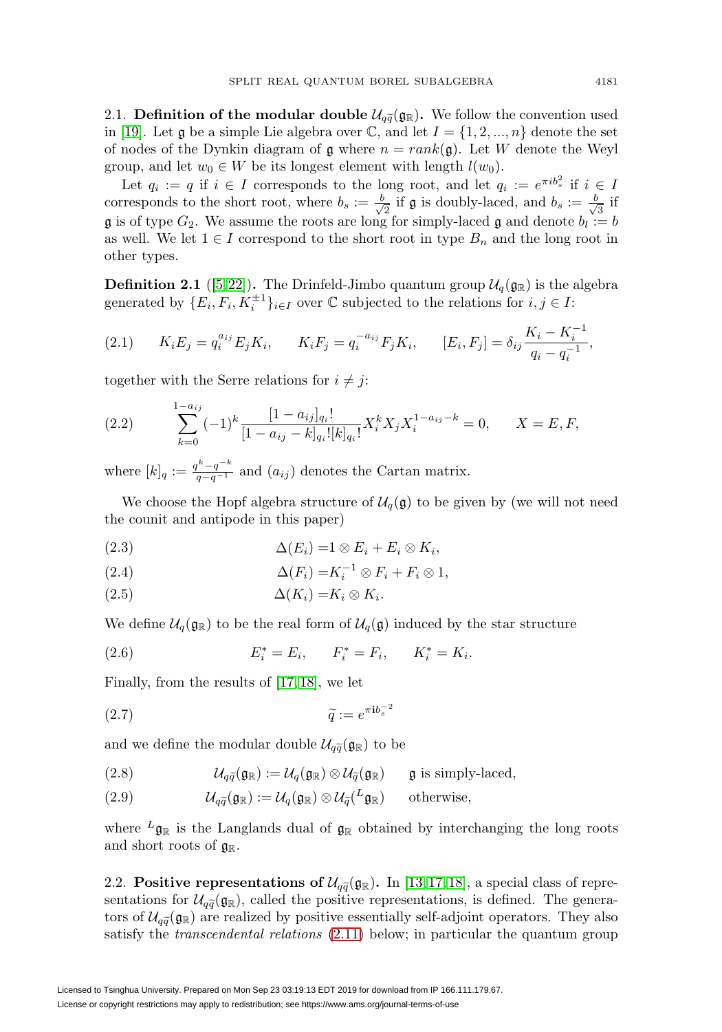2.1. **Definition of the modular double $\mathcal{U}_{q\widetilde{q}}(\mathfrak{g}_\mathbb{R})$.** We follow the convention used in [19]. Let $\mathfrak{g}$ be a simple Lie algebra over $\mathbb{C}$, and let $I = \{1, 2, ..., n\}$ denote the set of nodes of the Dynkin diagram of $\mathfrak{g}$ where $n = rank(\mathfrak{g})$. Let $W$ denote the Weyl group, and let $w_0 \in W$ be its longest element with length $l(w_0)$.

Let $q_i := q$ if $i \in I$ corresponds to the long root, and let $q_i := e^{\pi i b_s^2}$ if $i \in I$ corresponds to the short root, where $b_s := \frac{b}{\sqrt{2}}$ if $\mathfrak{g}$ is doubly-laced, and $b_s := \frac{b}{\sqrt{3}}$ if $\mathfrak{g}$ is of type $G_2$. We assume the roots are long for simply-laced $\mathfrak{g}$ and denote $b_l := b$ as well. We let $1 \in I$ correspond to the short root in type $B_n$ and the long root in other types.

**Definition 2.1** ([5,22])**.** The Drinfeld-Jimbo quantum group $\mathcal{U}_q(\mathfrak{g}_\mathbb{R})$ is the algebra generated by $\{E_i, F_i, K_i^{\pm 1}\}_{i\in I}$ over $\mathbb{C}$ subjected to the relations for $i, j \in I$:

$$K_i E_j = q_i^{a_{ij}} E_j K_i, \qquad K_i F_j = q_i^{-a_{ij}} F_j K_i, \qquad [E_i, F_j] = \delta_{ij} \frac{K_i - K_i^{-1}}{q_i - q_i^{-1}}, \tag{2.1}$$

together with the Serre relations for $i \neq j$:

$$\sum_{k=0}^{1-a_{ij}} (-1)^k \frac{[1-a_{ij}]_{q_i}!}{[1-a_{ij}-k]_{q_i}![k]_{q_i}!} X_i^k X_j X_i^{1-a_{ij}-k} = 0, \qquad X = E, F, \tag{2.2}$$

where $[k]_q := \frac{q^k - q^{-k}}{q - q^{-1}}$ and $(a_{ij})$ denotes the Cartan matrix.

We choose the Hopf algebra structure of $\mathcal{U}_q(\mathfrak{g})$ to be given by (we will not need the counit and antipode in this paper)

$$\Delta(E_i) = 1 \otimes E_i + E_i \otimes K_i, \tag{2.3}$$

$$\Delta(F_i) = K_i^{-1} \otimes F_i + F_i \otimes 1, \tag{2.4}$$

$$\Delta(K_i) = K_i \otimes K_i. \tag{2.5}$$

We define $\mathcal{U}_q(\mathfrak{g}_\mathbb{R})$ to be the real form of $\mathcal{U}_q(\mathfrak{g})$ induced by the star structure

$$E_i^* = E_i, \qquad F_i^* = F_i, \qquad K_i^* = K_i. \tag{2.6}$$

Finally, from the results of [17,18], we let

$$\widetilde{q} := e^{\pi \mathbf{i} b_s^{-2}} \tag{2.7}$$

and we define the modular double $\mathcal{U}_{q\widetilde{q}}(\mathfrak{g}_\mathbb{R})$ to be

$$\mathcal{U}_{q\widetilde{q}}(\mathfrak{g}_\mathbb{R}) := \mathcal{U}_q(\mathfrak{g}_\mathbb{R}) \otimes \mathcal{U}_{\widetilde{q}}(\mathfrak{g}_\mathbb{R}) \qquad \mathfrak{g} \text{ is simply-laced}, \tag{2.8}$$

$$\mathcal{U}_{q\widetilde{q}}(\mathfrak{g}_\mathbb{R}) := \mathcal{U}_q(\mathfrak{g}_\mathbb{R}) \otimes \mathcal{U}_{\widetilde{q}}({}^L\mathfrak{g}_\mathbb{R}) \qquad \text{otherwise}, \tag{2.9}$$

where ${}^L\mathfrak{g}_\mathbb{R}$ is the Langlands dual of $\mathfrak{g}_\mathbb{R}$ obtained by interchanging the long roots and short roots of $\mathfrak{g}_\mathbb{R}$.

2.2. **Positive representations of $\mathcal{U}_{q\widetilde{q}}(\mathfrak{g}_\mathbb{R})$.** In [13,17,18], a special class of representations for $\mathcal{U}_{q\widetilde{q}}(\mathfrak{g}_\mathbb{R})$, called the positive representations, is defined. The generators of $\mathcal{U}_{q\widetilde{q}}(\mathfrak{g}_\mathbb{R})$ are realized by positive essentially self-adjoint operators. They also satisfy the *transcendental relations* (2.11) below; in particular the quantum group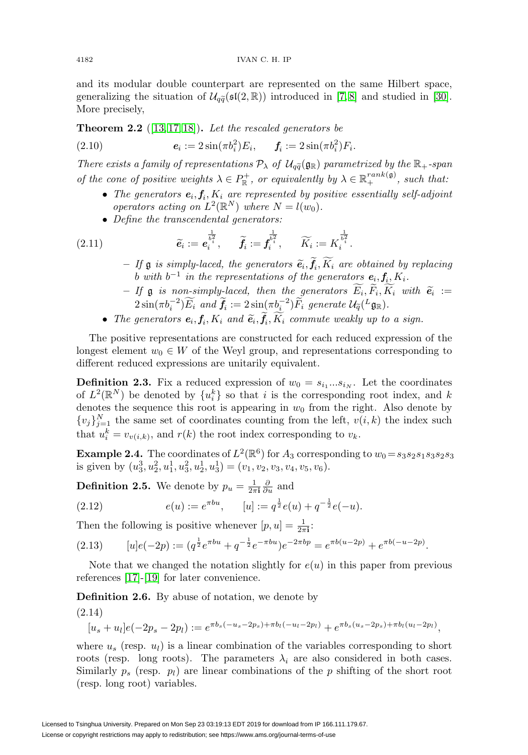and its modular double counterpart are represented on the same Hilbert space, generalizing the situation of $\mathcal{U}_{q\widetilde{q}}(\mathfrak{sl}(2,\mathbb{R}))$ introduced in [7, 8] and studied in [30]. More precisely,

**Theorem 2.2** ([13, 17, 18])**.** *Let the rescaled generators be*

$$\boldsymbol{e}_i := 2\sin(\pi b_i^2)E_i, \qquad \boldsymbol{f}_i := 2\sin(\pi b_i^2)F_i. \tag{2.10}$$

*There exists a family of representations $\mathcal{P}_\lambda$ of $\mathcal{U}_{q\widetilde{q}}(\mathfrak{g}_\mathbb{R})$ parametrized by the $\mathbb{R}_+$-span of the cone of positive weights $\lambda \in P_\mathbb{R}^+$, or equivalently by $\lambda \in \mathbb{R}_+^{rank(\mathfrak{g})}$, such that:*

- *The generators $\boldsymbol{e}_i, \boldsymbol{f}_i, K_i$ are represented by positive essentially self-adjoint operators acting on $L^2(\mathbb{R}^N)$ where $N = l(w_0)$.*
- *Define the transcendental generators:*

$$\widetilde{\boldsymbol{e}}_i := \boldsymbol{e}_i^{\frac{1}{b_i^2}}, \qquad \widetilde{\boldsymbol{f}}_i := \boldsymbol{f}_i^{\frac{1}{b_i^2}}, \qquad \widetilde{K}_i := K_i^{\frac{1}{b_i^2}}. \tag{2.11}$$

  - *If $\mathfrak{g}$ is simply-laced, the generators $\widetilde{\boldsymbol{e}}_i, \widetilde{\boldsymbol{f}}_i, \widetilde{K}_i$ are obtained by replacing $b$ with $b^{-1}$ in the representations of the generators $\boldsymbol{e}_i, \boldsymbol{f}_i, K_i$.*
  - *If $\mathfrak{g}$ is non-simply-laced, then the generators $\widetilde{E}_i, \widetilde{F}_i, \widetilde{K}_i$ with $\widetilde{\boldsymbol{e}}_i := 2\sin(\pi b_i^{-2})\widetilde{E}_i$ and $\widetilde{\boldsymbol{f}}_i := 2\sin(\pi b_i^{-2})\widetilde{F}_i$ generate $\mathcal{U}_{\widetilde{q}}({}^L\mathfrak{g}_\mathbb{R})$.*
- *The generators $\boldsymbol{e}_i, \boldsymbol{f}_i, K_i$ and $\widetilde{\boldsymbol{e}}_i, \widetilde{\boldsymbol{f}}_i, \widetilde{K}_i$ commute weakly up to a sign.*

The positive representations are constructed for each reduced expression of the longest element $w_0 \in W$ of the Weyl group, and representations corresponding to different reduced expressions are unitarily equivalent.

**Definition 2.3.** Fix a reduced expression of $w_0 = s_{i_1}...s_{i_N}$. Let the coordinates of $L^2(\mathbb{R}^N)$ be denoted by $\{u_i^k\}$ so that $i$ is the corresponding root index, and $k$ denotes the sequence this root is appearing in $w_0$ from the right. Also denote by $\{v_j\}_{j=1}^N$ the same set of coordinates counting from the left, $v(i,k)$ the index such that $u_i^k = v_{v(i,k)}$, and $r(k)$ the root index corresponding to $v_k$.

**Example 2.4.** The coordinates of $L^2(\mathbb{R}^6)$ for $A_3$ corresponding to $w_0 = s_3s_2s_1s_3s_2s_3$ is given by $(u_3^3, u_2^2, u_1^1, u_3^2, u_2^1, u_3^1) = (v_1, v_2, v_3, v_4, v_5, v_6)$.

**Definition 2.5.** We denote by $p_u = \frac{1}{2\pi\mathbf{i}}\frac{\partial}{\partial u}$ and

$$e(u) := e^{\pi b u}, \qquad [u] := q^{\frac{1}{2}}e(u) + q^{-\frac{1}{2}}e(-u). \tag{2.12}$$

Then the following is positive whenever $[p, u] = \frac{1}{2\pi\mathbf{i}}$:

$$[u]e(-2p) := (q^{\frac{1}{2}}e^{\pi b u} + q^{-\frac{1}{2}}e^{-\pi b u})e^{-2\pi b p} = e^{\pi b(u-2p)} + e^{\pi b(-u-2p)}. \tag{2.13}$$

Note that we changed the notation slightly for $e(u)$ in this paper from previous references [17]-[19] for later convenience.

**Definition 2.6.** By abuse of notation, we denote by

$$[u_s + u_l]e(-2p_s - 2p_l) := e^{\pi b_s(-u_s-2p_s)+\pi b_l(-u_l-2p_l)} + e^{\pi b_s(u_s-2p_s)+\pi b_l(u_l-2p_l)}, \tag{2.14}$$

where $u_s$ (resp. $u_l$) is a linear combination of the variables corresponding to short roots (resp. long roots). The parameters $\lambda_i$ are also considered in both cases. Similarly $p_s$ (resp. $p_l$) are linear combinations of the $p$ shifting of the short root (resp. long root) variables.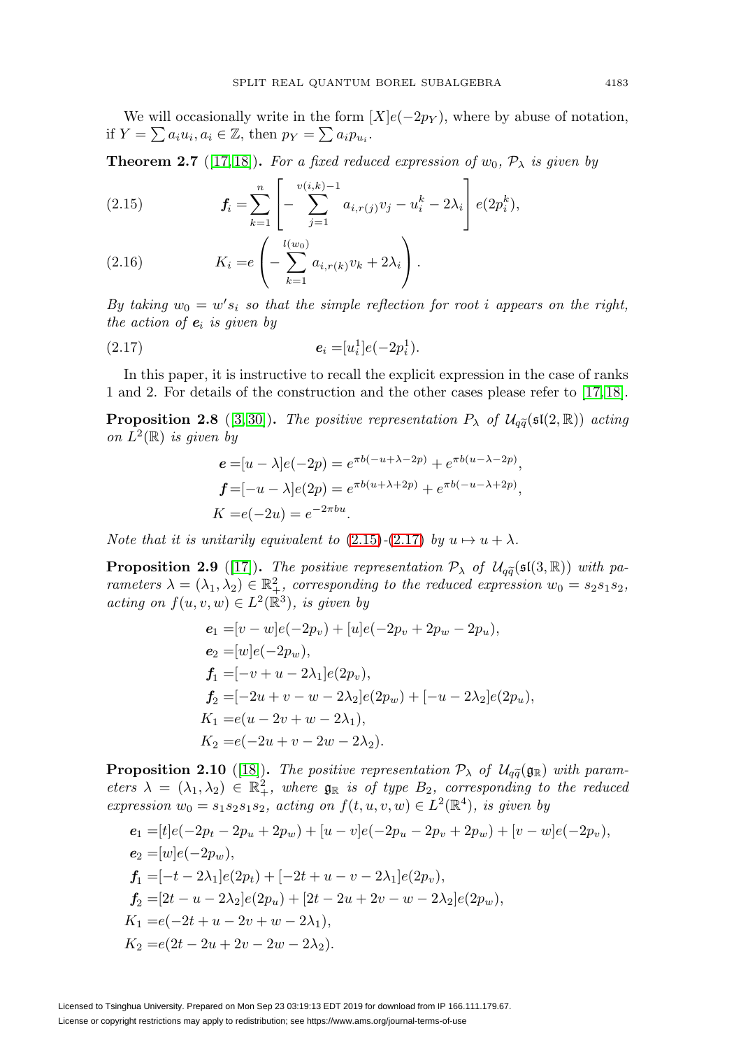We will occasionally write in the form $[X]e(-2p_Y)$, where by abuse of notation, if $Y = \sum a_i u_i, a_i \in \mathbb{Z}$, then $p_Y = \sum a_i p_{u_i}$.

**Theorem 2.7** ([17, 18]). *For a fixed reduced expression of $w_0$, $\mathcal{P}_\lambda$ is given by*

$$\boldsymbol{f}_i = \sum_{k=1}^{n} \left[ -\sum_{j=1}^{v(i,k)-1} a_{i,r(j)} v_j - u_i^k - 2\lambda_i \right] e(2p_i^k), \tag{2.15}$$

$$K_i = e\left( -\sum_{k=1}^{l(w_0)} a_{i,r(k)} v_k + 2\lambda_i \right). \tag{2.16}$$

*By taking $w_0 = w' s_i$ so that the simple reflection for root $i$ appears on the right, the action of $\boldsymbol{e}_i$ is given by*

$$\boldsymbol{e}_i = [u_i^1] e(-2p_i^1). \tag{2.17}$$

In this paper, it is instructive to recall the explicit expression in the case of ranks 1 and 2. For details of the construction and the other cases please refer to [17, 18].

**Proposition 2.8** ([3, 30]). *The positive representation $P_\lambda$ of $\mathcal{U}_{q\tilde{q}}(\mathfrak{sl}(2,\mathbb{R}))$ acting on $L^2(\mathbb{R})$ is given by*

$$\begin{aligned}
\boldsymbol{e} &= [u - \lambda] e(-2p) = e^{\pi b(-u+\lambda-2p)} + e^{\pi b(u-\lambda-2p)}, \\
\boldsymbol{f} &= [-u - \lambda] e(2p) = e^{\pi b(u+\lambda+2p)} + e^{\pi b(-u-\lambda+2p)}, \\
K &= e(-2u) = e^{-2\pi b u}.
\end{aligned}$$

*Note that it is unitarily equivalent to (2.15)-(2.17) by $u \mapsto u + \lambda$.*

**Proposition 2.9** ([17]). *The positive representation $\mathcal{P}_\lambda$ of $\mathcal{U}_{q\tilde{q}}(\mathfrak{sl}(3,\mathbb{R}))$ with parameters $\lambda = (\lambda_1, \lambda_2) \in \mathbb{R}_+^2$, corresponding to the reduced expression $w_0 = s_2 s_1 s_2$, acting on $f(u,v,w) \in L^2(\mathbb{R}^3)$, is given by*

$$\begin{aligned}
\boldsymbol{e}_1 &= [v - w] e(-2p_v) + [u] e(-2p_v + 2p_w - 2p_u), \\
\boldsymbol{e}_2 &= [w] e(-2p_w), \\
\boldsymbol{f}_1 &= [-v + u - 2\lambda_1] e(2p_v), \\
\boldsymbol{f}_2 &= [-2u + v - w - 2\lambda_2] e(2p_w) + [-u - 2\lambda_2] e(2p_u), \\
K_1 &= e(u - 2v + w - 2\lambda_1), \\
K_2 &= e(-2u + v - 2w - 2\lambda_2).
\end{aligned}$$

**Proposition 2.10** ([18]). *The positive representation $\mathcal{P}_\lambda$ of $\mathcal{U}_{q\tilde{q}}(\mathfrak{g}_\mathbb{R})$ with parameters $\lambda = (\lambda_1, \lambda_2) \in \mathbb{R}_+^2$, where $\mathfrak{g}_\mathbb{R}$ is of type $B_2$, corresponding to the reduced expression $w_0 = s_1 s_2 s_1 s_2$, acting on $f(t,u,v,w) \in L^2(\mathbb{R}^4)$, is given by*

$$\begin{aligned}
\boldsymbol{e}_1 &= [t] e(-2p_t - 2p_u + 2p_w) + [u - v] e(-2p_u - 2p_v + 2p_w) + [v - w] e(-2p_v), \\
\boldsymbol{e}_2 &= [w] e(-2p_w), \\
\boldsymbol{f}_1 &= [-t - 2\lambda_1] e(2p_t) + [-2t + u - v - 2\lambda_1] e(2p_v), \\
\boldsymbol{f}_2 &= [2t - u - 2\lambda_2] e(2p_u) + [2t - 2u + 2v - w - 2\lambda_2] e(2p_w), \\
K_1 &= e(-2t + u - 2v + w - 2\lambda_1), \\
K_2 &= e(2t - 2u + 2v - 2w - 2\lambda_2).
\end{aligned}$$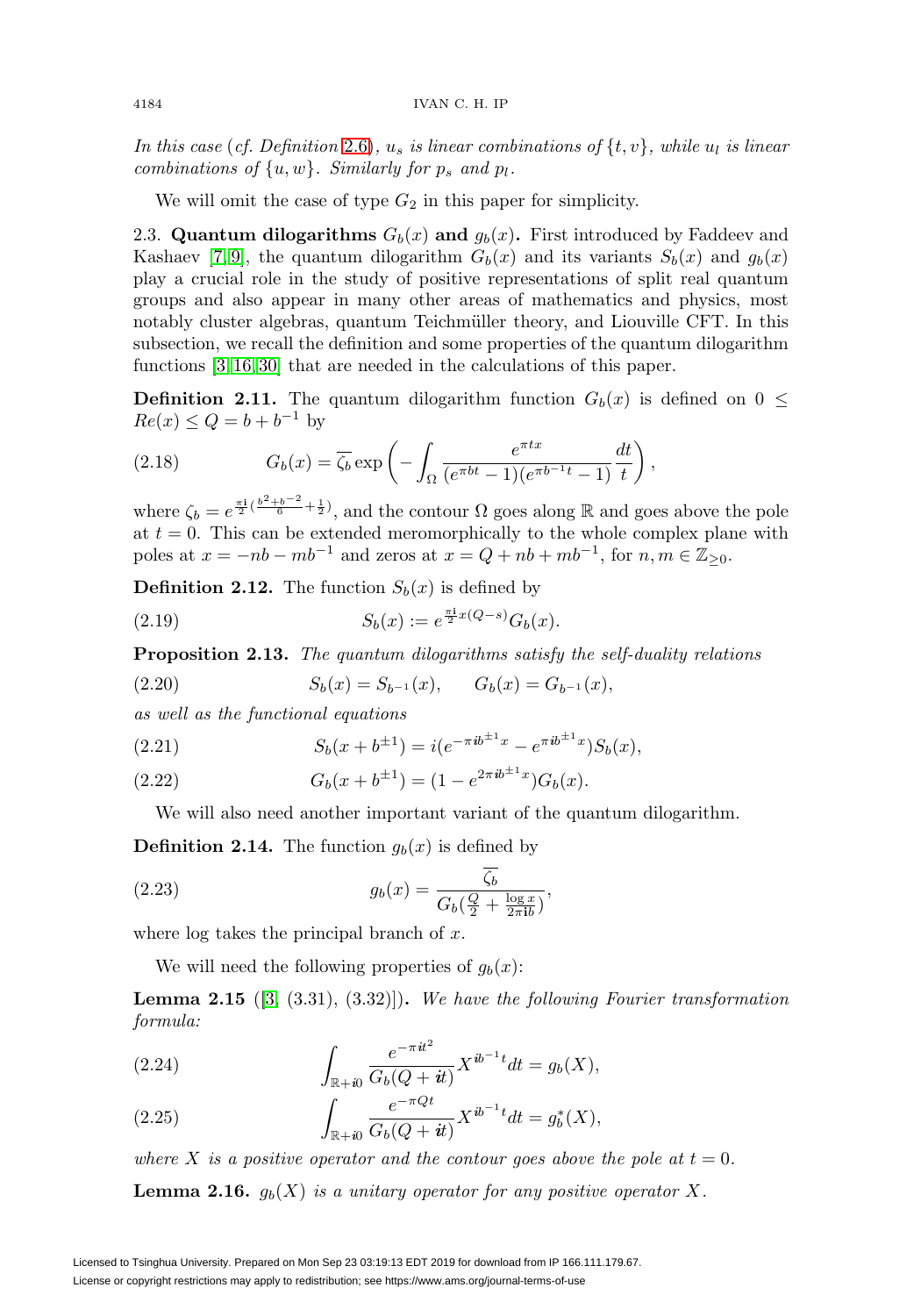*In this case* (*cf. Definition* 2.6), $u_s$ *is linear combinations of* $\{t, v\}$, *while* $u_l$ *is linear combinations of* $\{u, w\}$. *Similarly for* $p_s$ *and* $p_l$.

We will omit the case of type $G_2$ in this paper for simplicity.

### 2.3. Quantum dilogarithms $G_b(x)$ and $g_b(x)$.

First introduced by Faddeev and Kashaev [7, 9], the quantum dilogarithm $G_b(x)$ and its variants $S_b(x)$ and $g_b(x)$ play a crucial role in the study of positive representations of split real quantum groups and also appear in many other areas of mathematics and physics, most notably cluster algebras, quantum Teichmüller theory, and Liouville CFT. In this subsection, we recall the definition and some properties of the quantum dilogarithm functions [3, 16, 30] that are needed in the calculations of this paper.

**Definition 2.11.** The quantum dilogarithm function $G_b(x)$ is defined on $0 \leq Re(x) \leq Q = b + b^{-1}$ by

$$G_b(x) = \overline{\zeta_b} \exp\left( - \int_\Omega \frac{e^{\pi t x}}{(e^{\pi b t} - 1)(e^{\pi b^{-1} t} - 1)} \frac{dt}{t} \right), \tag{2.18}$$

where $\zeta_b = e^{\frac{\pi \mathbf{i}}{2}(\frac{b^2 + b^{-2}}{6} + \frac{1}{2})}$, and the contour $\Omega$ goes along $\mathbb{R}$ and goes above the pole at $t = 0$. This can be extended meromorphically to the whole complex plane with poles at $x = -nb - mb^{-1}$ and zeros at $x = Q + nb + mb^{-1}$, for $n, m \in \mathbb{Z}_{\geq 0}$.

**Definition 2.12.** The function $S_b(x)$ is defined by

$$S_b(x) := e^{\frac{\pi \mathbf{i}}{2} x(Q - s)} G_b(x). \tag{2.19}$$

**Proposition 2.13.** *The quantum dilogarithms satisfy the self-duality relations*

$$S_b(x) = S_{b^{-1}}(x), \qquad G_b(x) = G_{b^{-1}}(x), \tag{2.20}$$

*as well as the functional equations*

$$S_b(x + b^{\pm 1}) = i(e^{-\pi \mathbf{i} b^{\pm 1} x} - e^{\pi \mathbf{i} b^{\pm 1} x}) S_b(x), \tag{2.21}$$

$$G_b(x + b^{\pm 1}) = (1 - e^{2\pi \mathbf{i} b^{\pm 1} x}) G_b(x). \tag{2.22}$$

We will also need another important variant of the quantum dilogarithm.

**Definition 2.14.** The function $g_b(x)$ is defined by

$$g_b(x) = \frac{\overline{\zeta_b}}{G_b(\frac{Q}{2} + \frac{\log x}{2\pi \mathbf{i} b})}, \tag{2.23}$$

where log takes the principal branch of $x$.

We will need the following properties of $g_b(x)$:

**Lemma 2.15** ([3, (3.31), (3.32)]). *We have the following Fourier transformation formula:*

$$\int_{\mathbb{R} + \mathbf{i}0} \frac{e^{-\pi \mathbf{i} t^2}}{G_b(Q + \mathbf{i}t)} X^{\mathbf{i} b^{-1} t} dt = g_b(X), \tag{2.24}$$

$$\int_{\mathbb{R} + \mathbf{i}0} \frac{e^{-\pi Q t}}{G_b(Q + \mathbf{i}t)} X^{\mathbf{i} b^{-1} t} dt = g_b^*(X), \tag{2.25}$$

*where $X$ is a positive operator and the contour goes above the pole at $t = 0$.*

**Lemma 2.16.** $g_b(X)$ *is a unitary operator for any positive operator* $X$.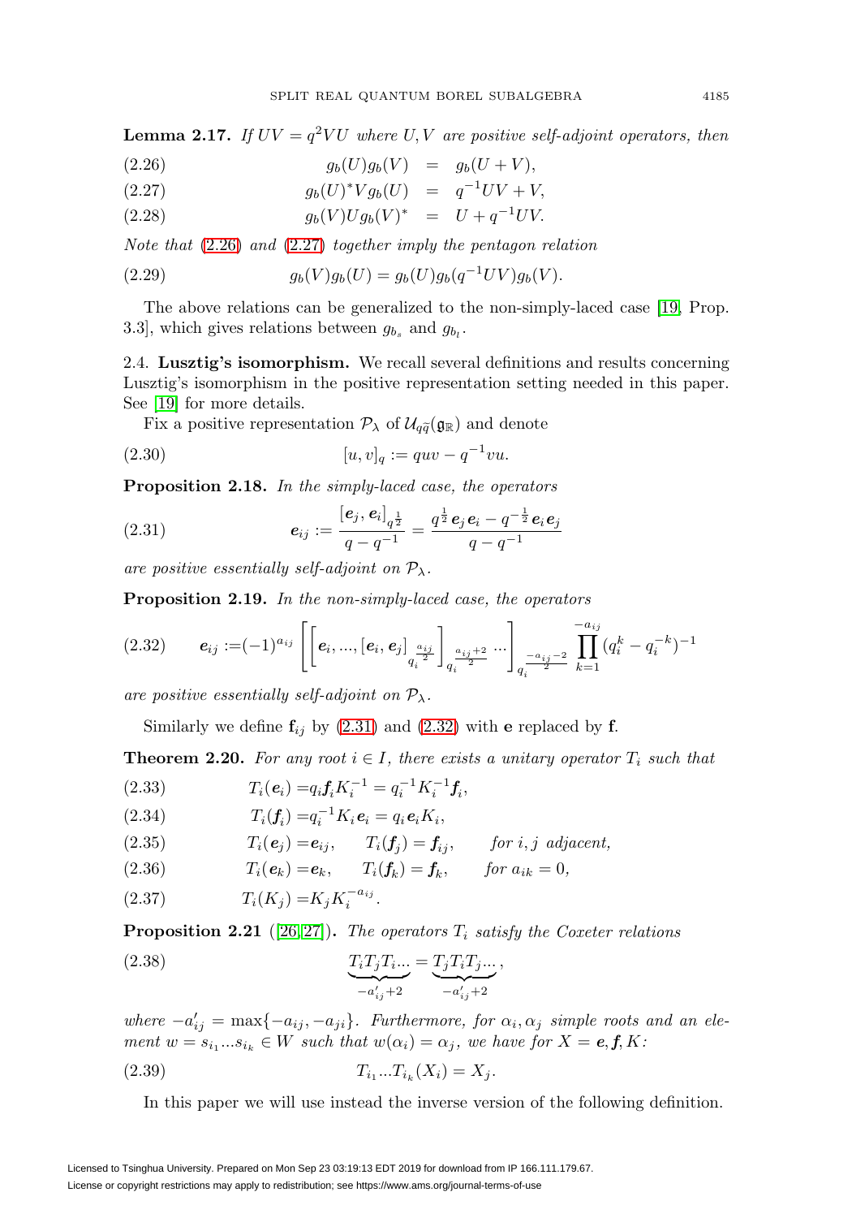**Lemma 2.17.** *If $UV = q^2 VU$ where $U, V$ are positive self-adjoint operators, then*

$$g_b(U)g_b(V) = g_b(U+V), \tag{2.26}$$

$$g_b(U)^* V g_b(U) = q^{-1}UV + V, \tag{2.27}$$

$$g_b(V) U g_b(V)^* = U + q^{-1}UV. \tag{2.28}$$

*Note that* (2.26) *and* (2.27) *together imply the pentagon relation*

$$g_b(V)g_b(U) = g_b(U)g_b(q^{-1}UV)g_b(V). \tag{2.29}$$

The above relations can be generalized to the non-simply-laced case [19, Prop. 3.3], which gives relations between $g_{b_s}$ and $g_{b_l}$.

## 2.4. Lusztig's isomorphism.

We recall several definitions and results concerning Lusztig's isomorphism in the positive representation setting needed in this paper. See [19] for more details.

Fix a positive representation $\mathcal{P}_\lambda$ of $\mathcal{U}_{q\tilde{q}}(\mathfrak{g}_\mathbb{R})$ and denote

$$[u, v]_q := quv - q^{-1}vu. \tag{2.30}$$

**Proposition 2.18.** *In the simply-laced case, the operators*

$$\boldsymbol{e}_{ij} := \frac{[\boldsymbol{e}_j, \boldsymbol{e}_i]_{q^{\frac{1}{2}}}}{q - q^{-1}} = \frac{q^{\frac{1}{2}}\boldsymbol{e}_j\boldsymbol{e}_i - q^{-\frac{1}{2}}\boldsymbol{e}_i\boldsymbol{e}_j}{q - q^{-1}} \tag{2.31}$$

*are positive essentially self-adjoint on $\mathcal{P}_\lambda$.*

**Proposition 2.19.** *In the non-simply-laced case, the operators*

$$\boldsymbol{e}_{ij} := (-1)^{a_{ij}} \left[\left[\boldsymbol{e}_i, ..., [\boldsymbol{e}_i, \boldsymbol{e}_j]_{q_i^{\frac{a_{ij}}{2}}}\right]_{q_i^{\frac{a_{ij}+2}{2}}} ...\right]_{q_i^{\frac{-a_{ij}-2}{2}}} \prod_{k=1}^{-a_{ij}} (q_i^k - q_i^{-k})^{-1} \tag{2.32}$$

*are positive essentially self-adjoint on $\mathcal{P}_\lambda$.*

Similarly we define $\mathbf{f}_{ij}$ by (2.31) and (2.32) with $\mathbf{e}$ replaced by $\mathbf{f}$.

**Theorem 2.20.** *For any root $i \in I$, there exists a unitary operator $T_i$ such that*

$$T_i(\boldsymbol{e}_i) = q_i \boldsymbol{f}_i K_i^{-1} = q_i^{-1} K_i^{-1} \boldsymbol{f}_i, \tag{2.33}$$

$$T_i(\boldsymbol{f}_i) = q_i^{-1} K_i \boldsymbol{e}_i = q_i \boldsymbol{e}_i K_i, \tag{2.34}$$

$$T_i(\boldsymbol{e}_j) = \boldsymbol{e}_{ij}, \qquad T_i(\boldsymbol{f}_j) = \boldsymbol{f}_{ij}, \qquad \text{for } i, j \text{ adjacent}, \tag{2.35}$$

$$T_i(\boldsymbol{e}_k) = \boldsymbol{e}_k, \qquad T_i(\boldsymbol{f}_k) = \boldsymbol{f}_k, \qquad \text{for } a_{ik} = 0, \tag{2.36}$$

$$T_i(K_j) = K_j K_i^{-a_{ij}}. \tag{2.37}$$

**Proposition 2.21** ([26, 27])**.** *The operators $T_i$ satisfy the Coxeter relations*

$$\underbrace{T_i T_j T_i ...}_{-a'_{ij}+2} = \underbrace{T_j T_i T_j ...}_{-a'_{ij}+2}, \tag{2.38}$$

*where $-a'_{ij} = \max\{-a_{ij}, -a_{ji}\}$. Furthermore, for $\alpha_i, \alpha_j$ simple roots and an element $w = s_{i_1} ... s_{i_k} \in W$ such that $w(\alpha_i) = \alpha_j$, we have for $X = \boldsymbol{e}, \boldsymbol{f}, K$:*

$$T_{i_1} ... T_{i_k}(X_i) = X_j. \tag{2.39}$$

In this paper we will use instead the inverse version of the following definition.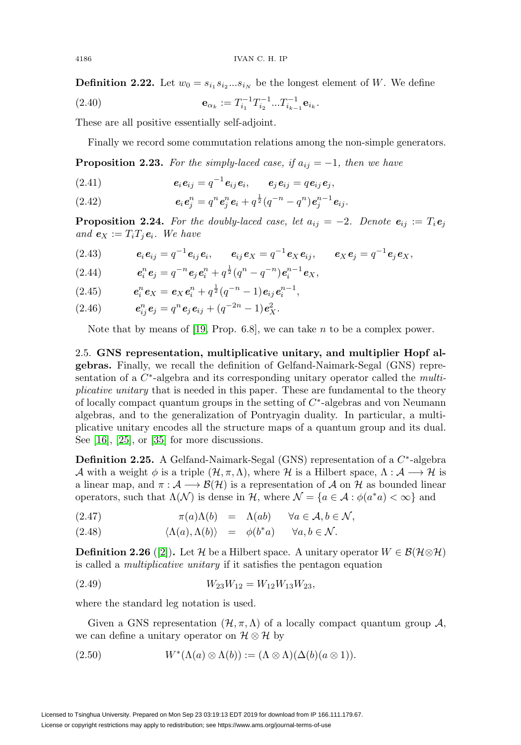**Definition 2.22.** Let $w_0 = s_{i_1} s_{i_2} ... s_{i_N}$ be the longest element of $W$. We define

$$\mathbf{e}_{\alpha_k} := T_{i_1}^{-1} T_{i_2}^{-1} ... T_{i_{k-1}}^{-1} \mathbf{e}_{i_k}. \tag{2.40}$$

These are all positive essentially self-adjoint.

Finally we record some commutation relations among the non-simple generators.

**Proposition 2.23.** *For the simply-laced case, if $a_{ij} = -1$, then we have*

$$\boldsymbol{e}_i \boldsymbol{e}_{ij} = q^{-1} \boldsymbol{e}_{ij} \boldsymbol{e}_i, \qquad \boldsymbol{e}_j \boldsymbol{e}_{ij} = q \boldsymbol{e}_{ij} \boldsymbol{e}_j, \tag{2.41}$$

$$\boldsymbol{e}_i \boldsymbol{e}_j^n = q^n \boldsymbol{e}_j^n \boldsymbol{e}_i + q^{\frac{1}{2}} (q^{-n} - q^n) \boldsymbol{e}_j^{n-1} \boldsymbol{e}_{ij}. \tag{2.42}$$

**Proposition 2.24.** *For the doubly-laced case, let $a_{ij} = -2$. Denote $\boldsymbol{e}_{ij} := T_i \boldsymbol{e}_j$ and $\boldsymbol{e}_X := T_i T_j \boldsymbol{e}_i$. We have*

$$\boldsymbol{e}_i \boldsymbol{e}_{ij} = q^{-1} \boldsymbol{e}_{ij} \boldsymbol{e}_i, \qquad \boldsymbol{e}_{ij} \boldsymbol{e}_X = q^{-1} \boldsymbol{e}_X \boldsymbol{e}_{ij}, \qquad \boldsymbol{e}_X \boldsymbol{e}_j = q^{-1} \boldsymbol{e}_j \boldsymbol{e}_X, \tag{2.43}$$

$$\boldsymbol{e}_i^n \boldsymbol{e}_j = q^{-n} \boldsymbol{e}_j \boldsymbol{e}_i^n + q^{\frac{1}{2}} (q^n - q^{-n}) \boldsymbol{e}_i^{n-1} \boldsymbol{e}_X, \tag{2.44}$$

$$\boldsymbol{e}_i^n \boldsymbol{e}_X = \boldsymbol{e}_X \boldsymbol{e}_i^n + q^{\frac{1}{2}} (q^{-n} - 1) \boldsymbol{e}_{ij} \boldsymbol{e}_i^{n-1}, \tag{2.45}$$

$$\boldsymbol{e}_{ij}^n \boldsymbol{e}_j = q^n \boldsymbol{e}_j \boldsymbol{e}_{ij} + (q^{-2n} - 1) \boldsymbol{e}_X^2. \tag{2.46}$$

Note that by means of [19, Prop. 6.8], we can take $n$ to be a complex power.

## 2.5. GNS representation, multiplicative unitary, and multiplier Hopf algebras.

Finally, we recall the definition of Gelfand-Naimark-Segal (GNS) representation of a $C^*$-algebra and its corresponding unitary operator called the *multiplicative unitary* that is needed in this paper. These are fundamental to the theory of locally compact quantum groups in the setting of $C^*$-algebras and von Neumann algebras, and to the generalization of Pontryagin duality. In particular, a multiplicative unitary encodes all the structure maps of a quantum group and its dual. See [16], [25], or [35] for more discussions.

**Definition 2.25.** A Gelfand-Naimark-Segal (GNS) representation of a $C^*$-algebra $\mathcal{A}$ with a weight $\phi$ is a triple $(\mathcal{H}, \pi, \Lambda)$, where $\mathcal{H}$ is a Hilbert space, $\Lambda : \mathcal{A} \longrightarrow \mathcal{H}$ is a linear map, and $\pi : \mathcal{A} \longrightarrow \mathcal{B}(\mathcal{H})$ is a representation of $\mathcal{A}$ on $\mathcal{H}$ as bounded linear operators, such that $\Lambda(\mathcal{N})$ is dense in $\mathcal{H}$, where $\mathcal{N} = \{a \in \mathcal{A} : \phi(a^*a) < \infty\}$ and

$$\pi(a)\Lambda(b) = \Lambda(ab) \qquad \forall a \in \mathcal{A}, b \in \mathcal{N}, \tag{2.47}$$

$$\langle \Lambda(a), \Lambda(b) \rangle = \phi(b^* a) \qquad \forall a, b \in \mathcal{N}. \tag{2.48}$$

**Definition 2.26** ([2])**.** Let $\mathcal{H}$ be a Hilbert space. A unitary operator $W \in \mathcal{B}(\mathcal{H} \otimes \mathcal{H})$ is called a *multiplicative unitary* if it satisfies the pentagon equation

$$W_{23} W_{12} = W_{12} W_{13} W_{23}, \tag{2.49}$$

where the standard leg notation is used.

Given a GNS representation $(\mathcal{H}, \pi, \Lambda)$ of a locally compact quantum group $\mathcal{A}$, we can define a unitary operator on $\mathcal{H} \otimes \mathcal{H}$ by

$$W^*(\Lambda(a) \otimes \Lambda(b)) := (\Lambda \otimes \Lambda)(\Delta(b)(a \otimes 1)). \tag{2.50}$$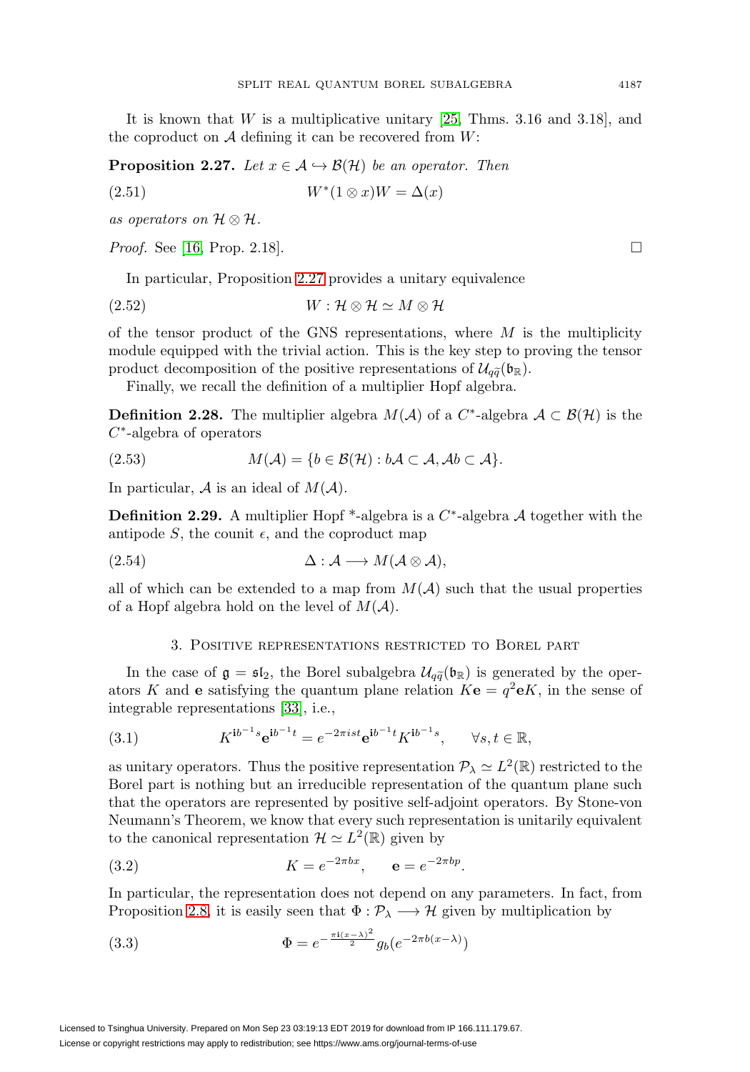It is known that $W$ is a multiplicative unitary [25, Thms. 3.16 and 3.18], and the coproduct on $\mathcal{A}$ defining it can be recovered from $W$:

**Proposition 2.27.** *Let $x \in \mathcal{A} \hookrightarrow \mathcal{B}(\mathcal{H})$ be an operator. Then*

$$W^*(1 \otimes x)W = \Delta(x) \tag{2.51}$$

*as operators on $\mathcal{H} \otimes \mathcal{H}$.*

*Proof.* See [16, Prop. 2.18]. □

In particular, Proposition 2.27 provides a unitary equivalence

$$W : \mathcal{H} \otimes \mathcal{H} \simeq M \otimes \mathcal{H} \tag{2.52}$$

of the tensor product of the GNS representations, where $M$ is the multiplicity module equipped with the trivial action. This is the key step to proving the tensor product decomposition of the positive representations of $\mathcal{U}_{q\tilde{q}}(\mathfrak{b}_{\mathbb{R}})$.

Finally, we recall the definition of a multiplier Hopf algebra.

**Definition 2.28.** The multiplier algebra $M(\mathcal{A})$ of a $C^*$-algebra $\mathcal{A} \subset \mathcal{B}(\mathcal{H})$ is the $C^*$-algebra of operators

$$M(\mathcal{A}) = \{b \in \mathcal{B}(\mathcal{H}) : b\mathcal{A} \subset \mathcal{A}, \mathcal{A}b \subset \mathcal{A}\}. \tag{2.53}$$

In particular, $\mathcal{A}$ is an ideal of $M(\mathcal{A})$.

**Definition 2.29.** A multiplier Hopf *-algebra is a $C^*$-algebra $\mathcal{A}$ together with the antipode $S$, the counit $\epsilon$, and the coproduct map

$$\Delta : \mathcal{A} \longrightarrow M(\mathcal{A} \otimes \mathcal{A}), \tag{2.54}$$

all of which can be extended to a map from $M(\mathcal{A})$ such that the usual properties of a Hopf algebra hold on the level of $M(\mathcal{A})$.

## 3. Positive representations restricted to Borel part

In the case of $\mathfrak{g} = \mathfrak{sl}_2$, the Borel subalgebra $\mathcal{U}_{q\tilde{q}}(\mathfrak{b}_{\mathbb{R}})$ is generated by the operators $K$ and $\mathbf{e}$ satisfying the quantum plane relation $K\mathbf{e} = q^2\mathbf{e}K$, in the sense of integrable representations [33], i.e.,

$$K^{\mathbf{i}b^{-1}s}\mathbf{e}^{\mathbf{i}b^{-1}t} = e^{-2\pi ist}\mathbf{e}^{\mathbf{i}b^{-1}t}K^{\mathbf{i}b^{-1}s}, \qquad \forall s,t \in \mathbb{R}, \tag{3.1}$$

as unitary operators. Thus the positive representation $\mathcal{P}_\lambda \simeq L^2(\mathbb{R})$ restricted to the Borel part is nothing but an irreducible representation of the quantum plane such that the operators are represented by positive self-adjoint operators. By Stone-von Neumann's Theorem, we know that every such representation is unitarily equivalent to the canonical representation $\mathcal{H} \simeq L^2(\mathbb{R})$ given by

$$K = e^{-2\pi bx}, \qquad \mathbf{e} = e^{-2\pi bp}. \tag{3.2}$$

In particular, the representation does not depend on any parameters. In fact, from Proposition 2.8, it is easily seen that $\Phi : \mathcal{P}_\lambda \longrightarrow \mathcal{H}$ given by multiplication by

$$\Phi = e^{-\frac{\pi \mathbf{i}(x-\lambda)^2}{2}} g_b(e^{-2\pi b(x-\lambda)}) \tag{3.3}$$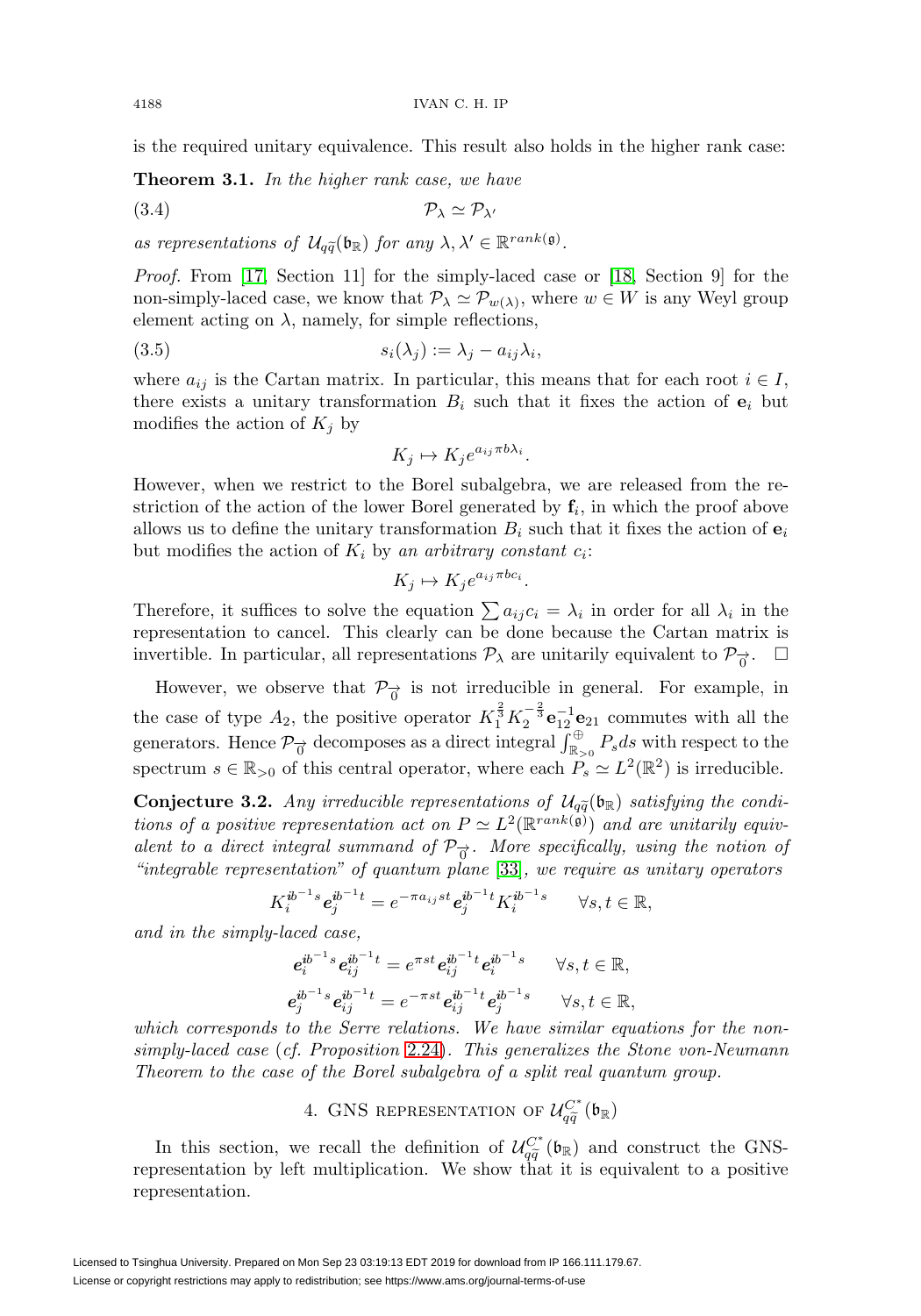is the required unitary equivalence. This result also holds in the higher rank case:

**Theorem 3.1.** *In the higher rank case, we have*

$$\mathcal{P}_\lambda \simeq \mathcal{P}_{\lambda'} \tag{3.4}$$

*as representations of $\mathcal{U}_{q\widetilde{q}}(\mathfrak{b}_\mathbb{R})$ for any $\lambda, \lambda' \in \mathbb{R}^{rank(\mathfrak{g})}$.*

*Proof.* From [17, Section 11] for the simply-laced case or [18, Section 9] for the non-simply-laced case, we know that $\mathcal{P}_\lambda \simeq \mathcal{P}_{w(\lambda)}$, where $w \in W$ is any Weyl group element acting on $\lambda$, namely, for simple reflections,

$$s_i(\lambda_j) := \lambda_j - a_{ij}\lambda_i, \tag{3.5}$$

where $a_{ij}$ is the Cartan matrix. In particular, this means that for each root $i \in I$, there exists a unitary transformation $B_i$ such that it fixes the action of $\mathbf{e}_i$ but modifies the action of $K_j$ by

$$K_j \mapsto K_j e^{a_{ij}\pi b \lambda_i}.$$

However, when we restrict to the Borel subalgebra, we are released from the restriction of the action of the lower Borel generated by $\mathbf{f}_i$, in which the proof above allows us to define the unitary transformation $B_i$ such that it fixes the action of $\mathbf{e}_i$ but modifies the action of $K_i$ by *an arbitrary constant $c_i$*:

$$K_j \mapsto K_j e^{a_{ij}\pi b c_i}.$$

Therefore, it suffices to solve the equation $\sum a_{ij}c_i = \lambda_i$ in order for all $\lambda_i$ in the representation to cancel. This clearly can be done because the Cartan matrix is invertible. In particular, all representations $\mathcal{P}_\lambda$ are unitarily equivalent to $\mathcal{P}_{\vec{0}}$. $\square$

However, we observe that $\mathcal{P}_{\vec{0}}$ is not irreducible in general. For example, in the case of type $A_2$, the positive operator $K_1^{\frac{2}{3}}K_2^{-\frac{2}{3}}\mathbf{e}_{12}^{-1}\mathbf{e}_{21}$ commutes with all the generators. Hence $\mathcal{P}_{\vec{0}}$ decomposes as a direct integral $\int_{\mathbb{R}_{>0}}^{\oplus} P_s ds$ with respect to the spectrum $s \in \mathbb{R}_{>0}$ of this central operator, where each $P_s \simeq L^2(\mathbb{R}^2)$ is irreducible.

**Conjecture 3.2.** *Any irreducible representations of $\mathcal{U}_{q\widetilde{q}}(\mathfrak{b}_\mathbb{R})$ satisfying the conditions of a positive representation act on $P \simeq L^2(\mathbb{R}^{rank(\mathfrak{g})})$ and are unitarily equivalent to a direct integral summand of $\mathcal{P}_{\vec{0}}$. More specifically, using the notion of "integrable representation" of quantum plane [33], we require as unitary operators*

$$K_i^{ib^{-1}s}\mathbf{e}_j^{ib^{-1}t} = e^{-\pi a_{ij}st}\mathbf{e}_j^{ib^{-1}t}K_i^{ib^{-1}s} \qquad \forall s,t \in \mathbb{R},$$

*and in the simply-laced case,*

$$\mathbf{e}_i^{ib^{-1}s}\mathbf{e}_{ij}^{ib^{-1}t} = e^{\pi st}\mathbf{e}_{ij}^{ib^{-1}t}\mathbf{e}_i^{ib^{-1}s} \qquad \forall s,t \in \mathbb{R},$$

$$\mathbf{e}_j^{ib^{-1}s}\mathbf{e}_{ij}^{ib^{-1}t} = e^{-\pi st}\mathbf{e}_{ij}^{ib^{-1}t}\mathbf{e}_j^{ib^{-1}s} \qquad \forall s,t \in \mathbb{R},$$

*which corresponds to the Serre relations. We have similar equations for the non-simply-laced case* (*cf. Proposition* 2.24). *This generalizes the Stone von-Neumann Theorem to the case of the Borel subalgebra of a split real quantum group.*

## 4. GNS representation of $\mathcal{U}_{q\widetilde{q}}^{C^*}(\mathfrak{b}_\mathbb{R})$

In this section, we recall the definition of $\mathcal{U}_{q\widetilde{q}}^{C^*}(\mathfrak{b}_\mathbb{R})$ and construct the GNS-representation by left multiplication. We show that it is equivalent to a positive representation.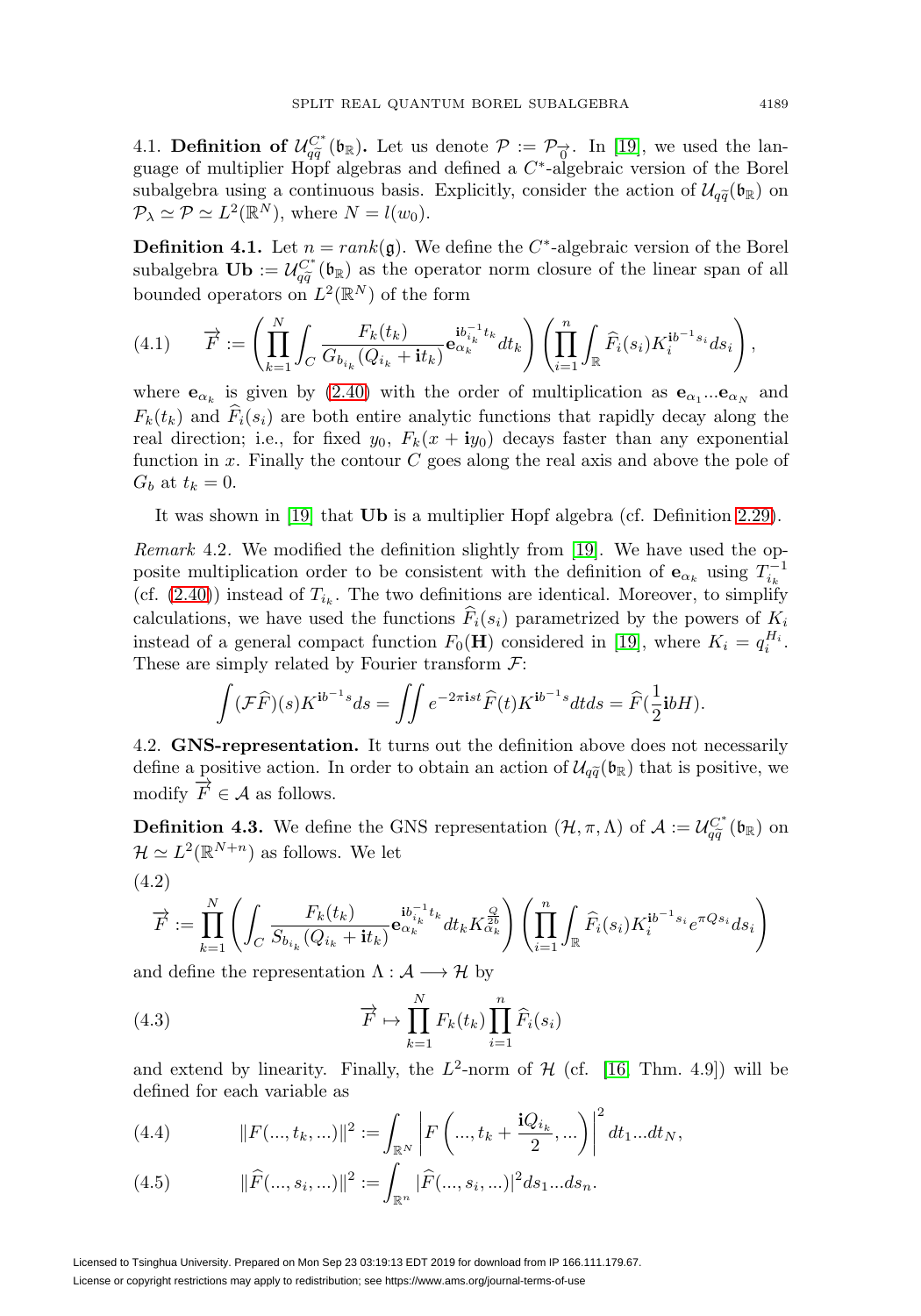4.1. **Definition of $\mathcal{U}_{q\widetilde{q}}^{C^*}(\mathfrak{b}_\mathbb{R})$.** Let us denote $\mathcal{P} := \mathcal{P}_{\overrightarrow{0}}$. In [19], we used the language of multiplier Hopf algebras and defined a $C^*$-algebraic version of the Borel subalgebra using a continuous basis. Explicitly, consider the action of $\mathcal{U}_{q\widetilde{q}}(\mathfrak{b}_\mathbb{R})$ on $\mathcal{P}_\lambda \simeq \mathcal{P} \simeq L^2(\mathbb{R}^N)$, where $N = l(w_0)$.

**Definition 4.1.** Let $n = rank(\mathfrak{g})$. We define the $C^*$-algebraic version of the Borel subalgebra $\mathbf{Ub} := \mathcal{U}_{q\widetilde{q}}^{C^*}(\mathfrak{b}_\mathbb{R})$ as the operator norm closure of the linear span of all bounded operators on $L^2(\mathbb{R}^N)$ of the form

$$
(4.1) \qquad \overrightarrow{F} := \left(\prod_{k=1}^N \int_C \frac{F_k(t_k)}{G_{b_{i_k}}(Q_{i_k} + \mathbf{i}t_k)} \mathbf{e}_{\alpha_k}^{\mathbf{i}b_{i_k}^{-1}t_k} dt_k\right)\left(\prod_{i=1}^n \int_\mathbb{R} \widehat{F}_i(s_i) K_i^{\mathbf{i}b^{-1}s_i} ds_i\right),
$$

where $\mathbf{e}_{\alpha_k}$ is given by (2.40) with the order of multiplication as $\mathbf{e}_{\alpha_1}...\mathbf{e}_{\alpha_N}$ and $F_k(t_k)$ and $\widehat{F}_i(s_i)$ are both entire analytic functions that rapidly decay along the real direction; i.e., for fixed $y_0$, $F_k(x + \mathbf{i}y_0)$ decays faster than any exponential function in $x$. Finally the contour $C$ goes along the real axis and above the pole of $G_b$ at $t_k = 0$.

It was shown in [19] that $\mathbf{Ub}$ is a multiplier Hopf algebra (cf. Definition 2.29).

*Remark* 4.2. We modified the definition slightly from [19]. We have used the opposite multiplication order to be consistent with the definition of $\mathbf{e}_{\alpha_k}$ using $T_{i_k}^{-1}$ (cf. (2.40)) instead of $T_{i_k}$. The two definitions are identical. Moreover, to simplify calculations, we have used the functions $\widehat{F}_i(s_i)$ parametrized by the powers of $K_i$ instead of a general compact function $F_0(\mathbf{H})$ considered in [19], where $K_i = q_i^{H_i}$. These are simply related by Fourier transform $\mathcal{F}$:

$$
\int (\mathcal{F}\widehat{F})(s) K^{\mathbf{i}b^{-1}s} ds = \iint e^{-2\pi \mathbf{i}st} \widehat{F}(t) K^{\mathbf{i}b^{-1}s} dt ds = \widehat{F}(\frac{1}{2}\mathbf{i}bH).
$$

4.2. **GNS-representation.** It turns out the definition above does not necessarily define a positive action. In order to obtain an action of $\mathcal{U}_{q\widetilde{q}}(\mathfrak{b}_\mathbb{R})$ that is positive, we modify $\overrightarrow{F} \in \mathcal{A}$ as follows.

**Definition 4.3.** We define the GNS representation $(\mathcal{H}, \pi, \Lambda)$ of $\mathcal{A} := \mathcal{U}_{q\widetilde{q}}^{C^*}(\mathfrak{b}_\mathbb{R})$ on $\mathcal{H} \simeq L^2(\mathbb{R}^{N+n})$ as follows. We let

(4.2)

$$
\overrightarrow{F} := \prod_{k=1}^N \left(\int_C \frac{F_k(t_k)}{S_{b_{i_k}}(Q_{i_k} + \mathbf{i}t_k)} \mathbf{e}_{\alpha_k}^{\mathbf{i}b_{i_k}^{-1}t_k} dt_k K_{\alpha_k}^{\frac{Q}{2b}}\right)\left(\prod_{i=1}^n \int_\mathbb{R} \widehat{F}_i(s_i) K_i^{\mathbf{i}b^{-1}s_i} e^{\pi Q s_i} ds_i\right)
$$

and define the representation $\Lambda : \mathcal{A} \longrightarrow \mathcal{H}$ by

$$
(4.3) \qquad \overrightarrow{F} \mapsto \prod_{k=1}^N F_k(t_k) \prod_{i=1}^n \widehat{F}_i(s_i)
$$

and extend by linearity. Finally, the $L^2$-norm of $\mathcal{H}$ (cf. [16, Thm. 4.9]) will be defined for each variable as

$$
(4.4) \qquad \|F(..., t_k, ...)\|^2 := \int_{\mathbb{R}^N} \left| F\left(..., t_k + \frac{\mathbf{i}Q_{i_k}}{2}, ...\right)\right|^2 dt_1...dt_N,
$$

$$
(4.5) \qquad \|\widehat{F}(..., s_i, ...)\|^2 := \int_{\mathbb{R}^n} |\widehat{F}(..., s_i, ...)|^2 ds_1...ds_n.
$$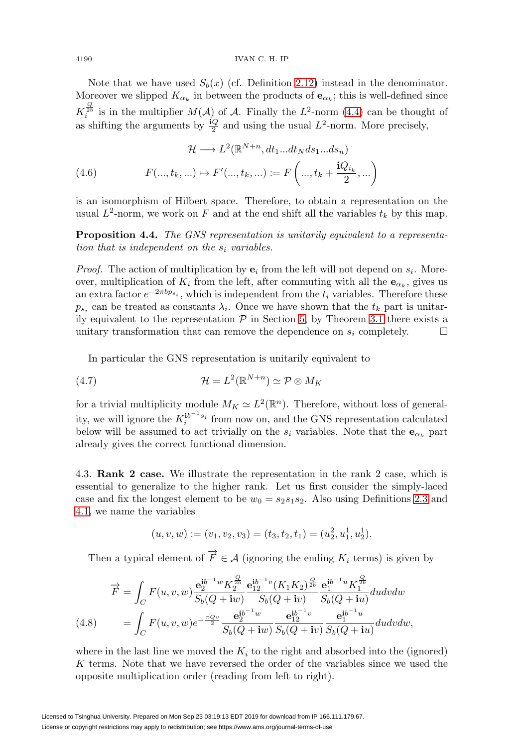Note that we have used $S_b(x)$ (cf. Definition 2.12) instead in the denominator. Moreover we slipped $K_{\alpha_k}$ in between the products of $\mathbf{e}_{\alpha_k}$; this is well-defined since $K_i^{\frac{Q}{2b}}$ is in the multiplier $M(\mathcal{A})$ of $\mathcal{A}$. Finally the $L^2$-norm (4.4) can be thought of as shifting the arguments by $\frac{\mathbf{i}Q}{2}$ and using the usual $L^2$-norm. More precisely,

$$
\begin{aligned}
&\mathcal{H} \longrightarrow L^2(\mathbb{R}^{N+n}, dt_1...dt_N ds_1...ds_n) \\
(4.6) \qquad & F(..., t_k, ...) \mapsto F'(..., t_k, ...) := F\left(..., t_k + \frac{\mathbf{i}Q_{i_k}}{2}, ...\right)
\end{aligned}
$$

is an isomorphism of Hilbert space. Therefore, to obtain a representation on the usual $L^2$-norm, we work on $F$ and at the end shift all the variables $t_k$ by this map.

**Proposition 4.4.** *The GNS representation is unitarily equivalent to a representation that is independent on the $s_i$ variables.*

*Proof.* The action of multiplication by $\mathbf{e}_i$ from the left will not depend on $s_i$. Moreover, multiplication of $K_i$ from the left, after commuting with all the $\mathbf{e}_{\alpha_k}$, gives us an extra factor $e^{-2\pi b p_{s_i}}$, which is independent from the $t_i$ variables. Therefore these $p_{s_i}$ can be treated as constants $\lambda_i$. Once we have shown that the $t_k$ part is unitarily equivalent to the representation $\mathcal{P}$ in Section 5, by Theorem 3.1 there exists a unitary transformation that can remove the dependence on $s_i$ completely. $\square$

In particular the GNS representation is unitarily equivalent to

$$
(4.7) \qquad \mathcal{H} = L^2(\mathbb{R}^{N+n}) \simeq \mathcal{P} \otimes M_K
$$

for a trivial multiplicity module $M_K \simeq L^2(\mathbb{R}^n)$. Therefore, without loss of generality, we will ignore the $K_i^{\mathbf{i}b^{-1}s_i}$ from now on, and the GNS representation calculated below will be assumed to act trivially on the $s_i$ variables. Note that the $\mathbf{e}_{\alpha_k}$ part already gives the correct functional dimension.

4.3. **Rank 2 case.** We illustrate the representation in the rank 2 case, which is essential to generalize to the higher rank. Let us first consider the simply-laced case and fix the longest element to be $w_0 = s_2 s_1 s_2$. Also using Definitions 2.3 and 4.1, we name the variables

$$
(u, v, w) := (v_1, v_2, v_3) = (t_3, t_2, t_1) = (u_2^2, u_1^1, u_2^1).
$$

Then a typical element of $\overrightarrow{F} \in \mathcal{A}$ (ignoring the ending $K_i$ terms) is given by

$$
\begin{aligned}
\overrightarrow{F} &= \int_C F(u,v,w) \frac{\mathbf{e}_2^{\mathbf{i}b^{-1}w} K_2^{\frac{Q}{2b}}}{S_b(Q+\mathbf{i}w)} \frac{\mathbf{e}_{12}^{\mathbf{i}b^{-1}v} (K_1K_2)^{\frac{Q}{2b}}}{S_b(Q+\mathbf{i}v)} \frac{\mathbf{e}_1^{\mathbf{i}b^{-1}u} K_1^{\frac{Q}{2b}}}{S_b(Q+\mathbf{i}u)} du dv dw \\
(4.8) \qquad &= \int_C F(u,v,w) e^{-\frac{\pi Q v}{2}} \frac{\mathbf{e}_2^{\mathbf{i}b^{-1}w}}{S_b(Q+\mathbf{i}w)} \frac{\mathbf{e}_{12}^{\mathbf{i}b^{-1}v}}{S_b(Q+\mathbf{i}v)} \frac{\mathbf{e}_1^{\mathbf{i}b^{-1}u}}{S_b(Q+\mathbf{i}u)} du dv dw,
\end{aligned}
$$

where in the last line we moved the $K_i$ to the right and absorbed into the (ignored) $K$ terms. Note that we have reversed the order of the variables since we used the opposite multiplication order (reading from left to right).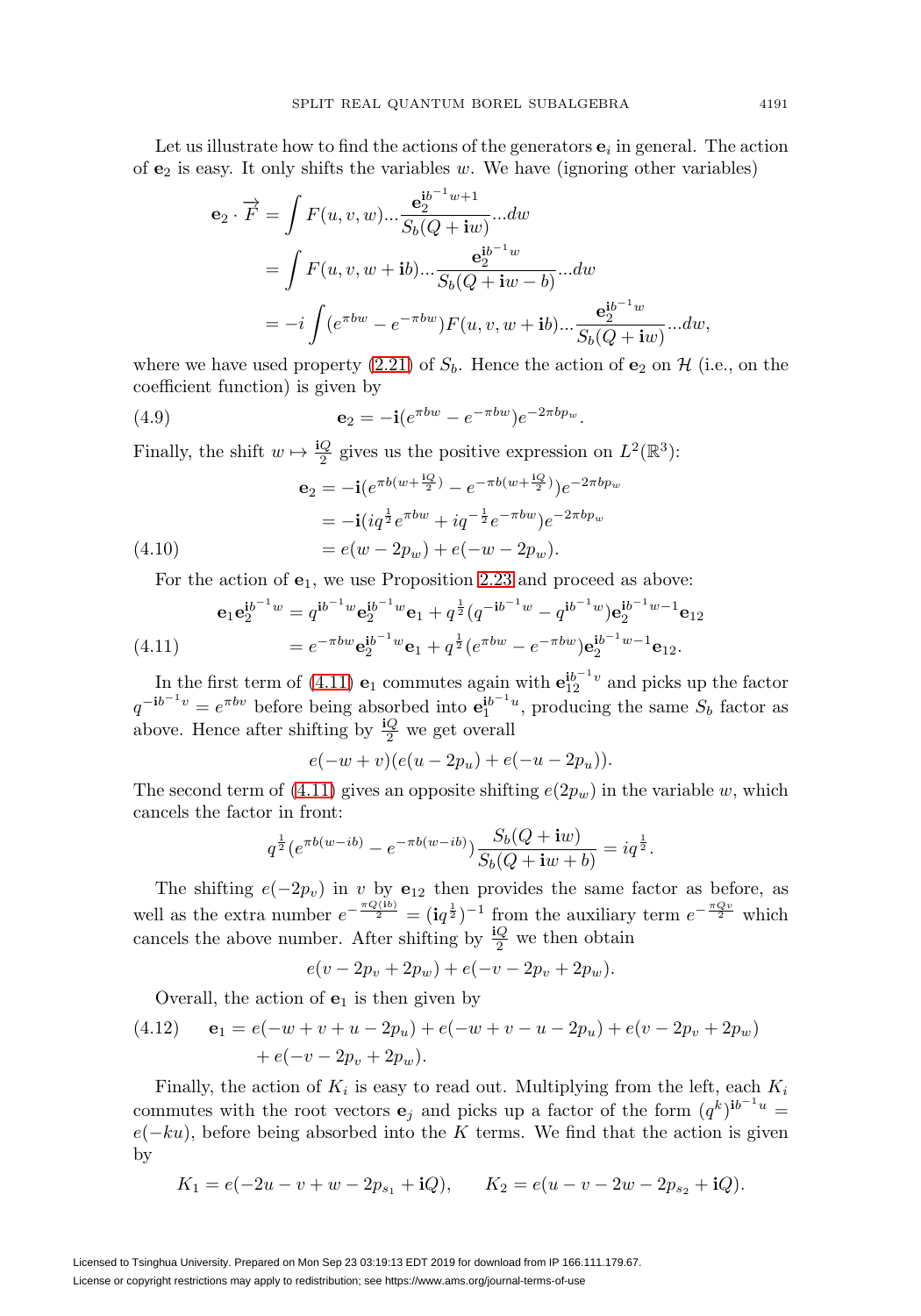Let us illustrate how to find the actions of the generators $\mathbf{e}_i$ in general. The action of $\mathbf{e}_2$ is easy. It only shifts the variables $w$. We have (ignoring other variables)

$$\begin{aligned}
\mathbf{e}_2 \cdot \overrightarrow{F} &= \int F(u,v,w) ... \frac{\mathbf{e}_2^{\mathbf{i}b^{-1}w+1}}{S_b(Q+\mathbf{i}w)} ... dw \\
&= \int F(u,v,w+\mathbf{i}b) ... \frac{\mathbf{e}_2^{\mathbf{i}b^{-1}w}}{S_b(Q+\mathbf{i}w-b)} ... dw \\
&= -i \int (e^{\pi b w} - e^{-\pi b w}) F(u,v,w+\mathbf{i}b) ... \frac{\mathbf{e}_2^{\mathbf{i}b^{-1}w}}{S_b(Q+\mathbf{i}w)} ... dw,
\end{aligned}$$

where we have used property (2.21) of $S_b$. Hence the action of $\mathbf{e}_2$ on $\mathcal{H}$ (i.e., on the coefficient function) is given by

$$\mathbf{e}_2 = -\mathbf{i}(e^{\pi b w} - e^{-\pi b w}) e^{-2\pi b p_w}. \tag{4.9}$$

Finally, the shift $w \mapsto \frac{\mathbf{i}Q}{2}$ gives us the positive expression on $L^2(\mathbb{R}^3)$:

$$\begin{aligned}
\mathbf{e}_2 &= -\mathbf{i}(e^{\pi b(w+\frac{\mathbf{i}Q}{2})} - e^{-\pi b(w+\frac{\mathbf{i}Q}{2})}) e^{-2\pi b p_w} \\
&= -\mathbf{i}(iq^{\frac{1}{2}} e^{\pi b w} + iq^{-\frac{1}{2}} e^{-\pi b w}) e^{-2\pi b p_w} \\
&= e(w-2p_w) + e(-w-2p_w).
\end{aligned} \tag{4.10}$$

For the action of $\mathbf{e}_1$, we use Proposition 2.23 and proceed as above:

$$\begin{aligned}
\mathbf{e}_1 \mathbf{e}_2^{\mathbf{i}b^{-1}w} &= q^{\mathbf{i}b^{-1}w} \mathbf{e}_2^{\mathbf{i}b^{-1}w} \mathbf{e}_1 + q^{\frac{1}{2}}(q^{-\mathbf{i}b^{-1}w} - q^{\mathbf{i}b^{-1}w}) \mathbf{e}_2^{\mathbf{i}b^{-1}w-1} \mathbf{e}_{12} \\
&= e^{-\pi b w} \mathbf{e}_2^{\mathbf{i}b^{-1}w} \mathbf{e}_1 + q^{\frac{1}{2}}(e^{\pi b w} - e^{-\pi b w}) \mathbf{e}_2^{\mathbf{i}b^{-1}w-1} \mathbf{e}_{12}.
\end{aligned} \tag{4.11}$$

In the first term of (4.11) $\mathbf{e}_1$ commutes again with $\mathbf{e}_{12}^{\mathbf{i}b^{-1}v}$ and picks up the factor $q^{-\mathbf{i}b^{-1}v} = e^{\pi b v}$ before being absorbed into $\mathbf{e}_1^{\mathbf{i}b^{-1}u}$, producing the same $S_b$ factor as above. Hence after shifting by $\frac{\mathbf{i}Q}{2}$ we get overall

$$e(-w+v)(e(u-2p_u) + e(-u-2p_u)).$$

The second term of (4.11) gives an opposite shifting $e(2p_w)$ in the variable $w$, which cancels the factor in front:

$$q^{\frac{1}{2}}(e^{\pi b(w-ib)} - e^{-\pi b(w-ib)}) \frac{S_b(Q+\mathbf{i}w)}{S_b(Q+\mathbf{i}w+b)} = iq^{\frac{1}{2}}.$$

The shifting $e(-2p_v)$ in $v$ by $\mathbf{e}_{12}$ then provides the same factor as before, as well as the extra number $e^{-\frac{\pi Q(\mathbf{i}b)}{2}} = (\mathbf{i}q^{\frac{1}{2}})^{-1}$ from the auxiliary term $e^{-\frac{\pi Q v}{2}}$ which cancels the above number. After shifting by $\frac{\mathbf{i}Q}{2}$ we then obtain

$$e(v-2p_v+2p_w) + e(-v-2p_v+2p_w).$$

Overall, the action of $\mathbf{e}_1$ is then given by

$$\begin{aligned}
\mathbf{e}_1 = \; & e(-w+v+u-2p_u) + e(-w+v-u-2p_u) + e(v-2p_v+2p_w) \\
& + e(-v-2p_v+2p_w).
\end{aligned} \tag{4.12}$$

Finally, the action of $K_i$ is easy to read out. Multiplying from the left, each $K_i$ commutes with the root vectors $\mathbf{e}_j$ and picks up a factor of the form $(q^k)^{\mathbf{i}b^{-1}u} = e(-ku)$, before being absorbed into the $K$ terms. We find that the action is given by

$$K_1 = e(-2u-v+w-2p_{s_1}+\mathbf{i}Q), \qquad K_2 = e(u-v-2w-2p_{s_2}+\mathbf{i}Q).$$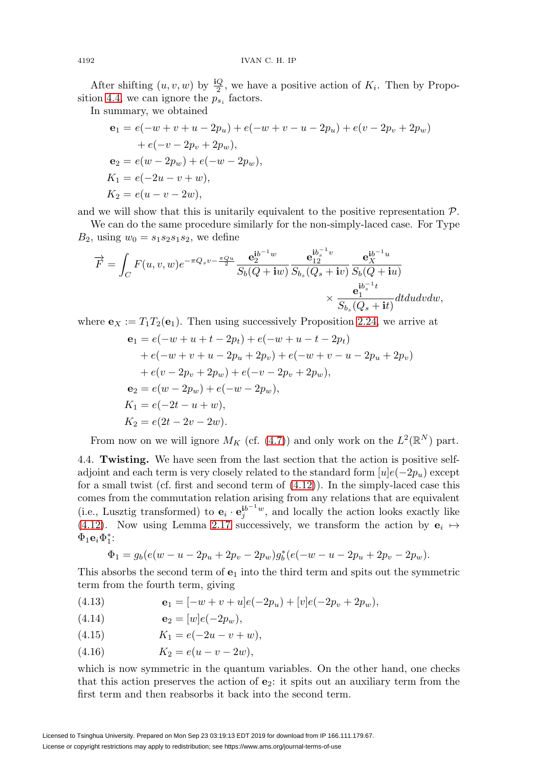After shifting $(u,v,w)$ by $\frac{\mathbf{i}Q}{2}$, we have a positive action of $K_i$. Then by Proposition 4.4, we can ignore the $p_{s_i}$ factors.

In summary, we obtained

$$\begin{aligned}
\mathbf{e}_1 &= e(-w+v+u-2p_u) + e(-w+v-u-2p_u) + e(v-2p_v+2p_w) \\
&\quad + e(-v-2p_v+2p_w), \\
\mathbf{e}_2 &= e(w-2p_w) + e(-w-2p_w), \\
K_1 &= e(-2u-v+w), \\
K_2 &= e(u-v-2w),
\end{aligned}$$

and we will show that this is unitarily equivalent to the positive representation $\mathcal{P}$.

We can do the same procedure similarly for the non-simply-laced case. For Type $B_2$, using $w_0 = s_1s_2s_1s_2$, we define

$$\overrightarrow{F} = \int_C F(u,v,w) e^{-\pi Q_s v - \frac{\pi Q u}{2}} \frac{\mathbf{e}_2^{\mathbf{i}b^{-1}w}}{S_b(Q+\mathbf{i}w)} \frac{\mathbf{e}_{12}^{\mathbf{i}b_s^{-1}v}}{S_{b_s}(Q_s+\mathbf{i}v)} \frac{\mathbf{e}_X^{\mathbf{i}b^{-1}u}}{S_b(Q+\mathbf{i}u)} \times \frac{\mathbf{e}_1^{\mathbf{i}b_s^{-1}t}}{S_{b_s}(Q_s+\mathbf{i}t)} dt du dv dw,$$

where $\mathbf{e}_X := T_1T_2(\mathbf{e}_1)$. Then using successively Proposition 2.24, we arrive at

$$\begin{aligned}
\mathbf{e}_1 &= e(-w+u+t-2p_t) + e(-w+u-t-2p_t) \\
&\quad + e(-w+v+u-2p_u+2p_v) + e(-w+v-u-2p_u+2p_v) \\
&\quad + e(v-2p_v+2p_w) + e(-v-2p_v+2p_w), \\
\mathbf{e}_2 &= e(w-2p_w) + e(-w-2p_w), \\
K_1 &= e(-2t-u+w), \\
K_2 &= e(2t-2v-2w).
\end{aligned}$$

From now on we will ignore $M_K$ (cf. (4.7)) and only work on the $L^2(\mathbb{R}^N)$ part.

4.4. **Twisting.** We have seen from the last section that the action is positive self-adjoint and each term is very closely related to the standard form $[u]e(-2p_u)$ except for a small twist (cf. first and second term of (4.12)). In the simply-laced case this comes from the commutation relation arising from any relations that are equivalent (i.e., Lusztig transformed) to $\mathbf{e}_i \cdot \mathbf{e}_j^{\mathbf{i}b^{-1}w}$, and locally the action looks exactly like (4.12). Now using Lemma 2.17 successively, we transform the action by $\mathbf{e}_i \mapsto \Phi_1 \mathbf{e}_i \Phi_1^*$:

$$\Phi_1 = g_b(e(w-u-2p_u+2p_v-2p_w)g_b^*(e(-w-u-2p_u+2p_v-2p_w).$$

This absorbs the second term of $\mathbf{e}_1$ into the third term and spits out the symmetric term from the fourth term, giving

$$\mathbf{e}_1 = [-w+v+u]e(-2p_u) + [v]e(-2p_v+2p_w), \tag{4.13}$$

$$\mathbf{e}_2 = [w]e(-2p_w), \tag{4.14}$$

$$K_1 = e(-2u-v+w), \tag{4.15}$$

$$K_2 = e(u-v-2w), \tag{4.16}$$

which is now symmetric in the quantum variables. On the other hand, one checks that this action preserves the action of $\mathbf{e}_2$: it spits out an auxiliary term from the first term and then reabsorbs it back into the second term.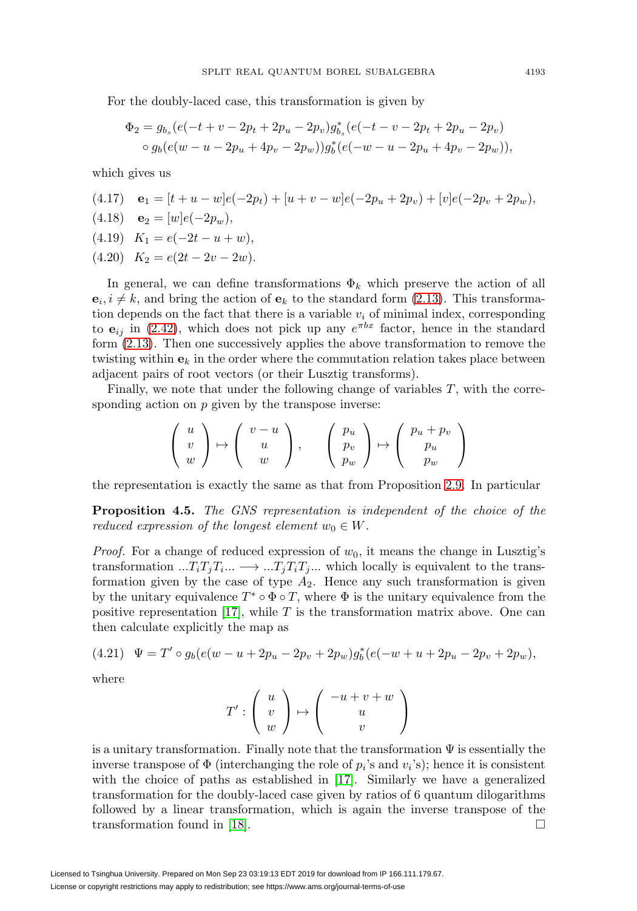For the doubly-laced case, this transformation is given by

$$\Phi_2 = g_{b_s}(e(-t+v-2p_t+2p_u-2p_v)g^*_{b_s}(e(-t-v-2p_t+2p_u-2p_v)$$
$$\circ\, g_b(e(w-u-2p_u+4p_v-2p_w))g^*_b(e(-w-u-2p_u+4p_v-2p_w)),$$

which gives us

$$\text{(4.17)}\quad \mathbf{e}_1 = [t+u-w]e(-2p_t) + [u+v-w]e(-2p_u+2p_v) + [v]e(-2p_v+2p_w),$$

$$\text{(4.18)}\quad \mathbf{e}_2 = [w]e(-2p_w),$$

$$\text{(4.19)}\quad K_1 = e(-2t-u+w),$$

$$\text{(4.20)}\quad K_2 = e(2t-2v-2w).$$

In general, we can define transformations $\Phi_k$ which preserve the action of all $\mathbf{e}_i, i \neq k$, and bring the action of $\mathbf{e}_k$ to the standard form (2.13). This transformation depends on the fact that there is a variable $v_i$ of minimal index, corresponding to $\mathbf{e}_{ij}$ in (2.42), which does not pick up any $e^{\pi bx}$ factor, hence in the standard form (2.13). Then one successively applies the above transformation to remove the twisting within $\mathbf{e}_k$ in the order where the commutation relation takes place between adjacent pairs of root vectors (or their Lusztig transforms).

Finally, we note that under the following change of variables $T$, with the corresponding action on $p$ given by the transpose inverse:

$$\begin{pmatrix} u \\ v \\ w \end{pmatrix} \mapsto \begin{pmatrix} v-u \\ u \\ w \end{pmatrix}, \qquad \begin{pmatrix} p_u \\ p_v \\ p_w \end{pmatrix} \mapsto \begin{pmatrix} p_u+p_v \\ p_u \\ p_w \end{pmatrix}$$

the representation is exactly the same as that from Proposition 2.9. In particular

**Proposition 4.5.** *The GNS representation is independent of the choice of the reduced expression of the longest element $w_0 \in W$.*

*Proof.* For a change of reduced expression of $w_0$, it means the change in Lusztig's transformation $...T_iT_jT_i... \longrightarrow ...T_jT_iT_j...$ which locally is equivalent to the transformation given by the case of type $A_2$. Hence any such transformation is given by the unitary equivalence $T^* \circ \Phi \circ T$, where $\Phi$ is the unitary equivalence from the positive representation [17], while $T$ is the transformation matrix above. One can then calculate explicitly the map as

$$\text{(4.21)}\quad \Psi = T' \circ g_b(e(w-u+2p_u-2p_v+2p_w)g^*_b(e(-w+u+2p_u-2p_v+2p_w),$$

where

$$T' : \begin{pmatrix} u \\ v \\ w \end{pmatrix} \mapsto \begin{pmatrix} -u+v+w \\ u \\ v \end{pmatrix}$$

is a unitary transformation. Finally note that the transformation $\Psi$ is essentially the inverse transpose of $\Phi$ (interchanging the role of $p_i$'s and $v_i$'s); hence it is consistent with the choice of paths as established in [17]. Similarly we have a generalized transformation for the doubly-laced case given by ratios of 6 quantum dilogarithms followed by a linear transformation, which is again the inverse transpose of the transformation found in [18]. $\square$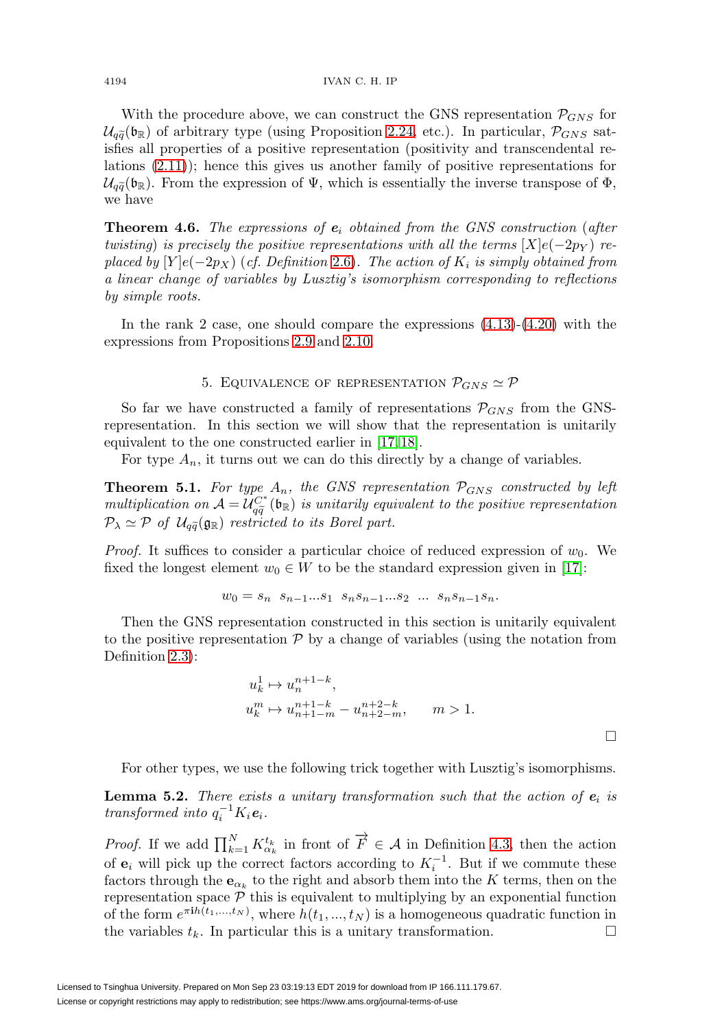With the procedure above, we can construct the GNS representation $\mathcal{P}_{GNS}$ for $\mathcal{U}_{q\widetilde{q}}(\mathfrak{b}_\mathbb{R})$ of arbitrary type (using Proposition 2.24, etc.). In particular, $\mathcal{P}_{GNS}$ satisfies all properties of a positive representation (positivity and transcendental relations (2.11)); hence this gives us another family of positive representations for $\mathcal{U}_{q\widetilde{q}}(\mathfrak{b}_\mathbb{R})$. From the expression of $\Psi$, which is essentially the inverse transpose of $\Phi$, we have

**Theorem 4.6.** *The expressions of $\boldsymbol{e}_i$ obtained from the GNS construction (after twisting) is precisely the positive representations with all the terms $[X]e(-2p_Y)$ replaced by $[Y]e(-2p_X)$ (cf. Definition 2.6). The action of $K_i$ is simply obtained from a linear change of variables by Lusztig's isomorphism corresponding to reflections by simple roots.*

In the rank 2 case, one should compare the expressions (4.13)-(4.20) with the expressions from Propositions 2.9 and 2.10.

## 5. Equivalence of representation $\mathcal{P}_{GNS} \simeq \mathcal{P}$

So far we have constructed a family of representations $\mathcal{P}_{GNS}$ from the GNS-representation. In this section we will show that the representation is unitarily equivalent to the one constructed earlier in [17, 18].

For type $A_n$, it turns out we can do this directly by a change of variables.

**Theorem 5.1.** *For type $A_n$, the GNS representation $\mathcal{P}_{GNS}$ constructed by left multiplication on $\mathcal{A} = \mathcal{U}_{q\widetilde{q}}^{C^*}(\mathfrak{b}_\mathbb{R})$ is unitarily equivalent to the positive representation $\mathcal{P}_\lambda \simeq \mathcal{P}$ of $\mathcal{U}_{q\widetilde{q}}(\mathfrak{g}_\mathbb{R})$ restricted to its Borel part.*

*Proof.* It suffices to consider a particular choice of reduced expression of $w_0$. We fixed the longest element $w_0 \in W$ to be the standard expression given in [17]:

$$w_0 = s_n \;\; s_{n-1}...s_1 \;\; s_n s_{n-1}...s_2 \;\; ... \;\; s_n s_{n-1} s_n.$$

Then the GNS representation constructed in this section is unitarily equivalent to the positive representation $\mathcal{P}$ by a change of variables (using the notation from Definition 2.3):

$$u_k^1 \mapsto u_n^{n+1-k},$$
$$u_k^m \mapsto u_{n+1-m}^{n+1-k} - u_{n+2-m}^{n+2-k}, \qquad m > 1.$$

$\square$

For other types, we use the following trick together with Lusztig's isomorphisms.

**Lemma 5.2.** *There exists a unitary transformation such that the action of $\boldsymbol{e}_i$ is transformed into $q_i^{-1}K_i\boldsymbol{e}_i$.*

*Proof.* If we add $\prod_{k=1}^N K_{\alpha_k}^{t_k}$ in front of $\overrightarrow{F} \in \mathcal{A}$ in Definition 4.3, then the action of $\mathbf{e}_i$ will pick up the correct factors according to $K_i^{-1}$. But if we commute these factors through the $\mathbf{e}_{\alpha_k}$ to the right and absorb them into the $K$ terms, then on the representation space $\mathcal{P}$ this is equivalent to multiplying by an exponential function of the form $e^{\pi \mathbf{i} h(t_1,...,t_N)}$, where $h(t_1,...,t_N)$ is a homogeneous quadratic function in the variables $t_k$. In particular this is a unitary transformation. $\square$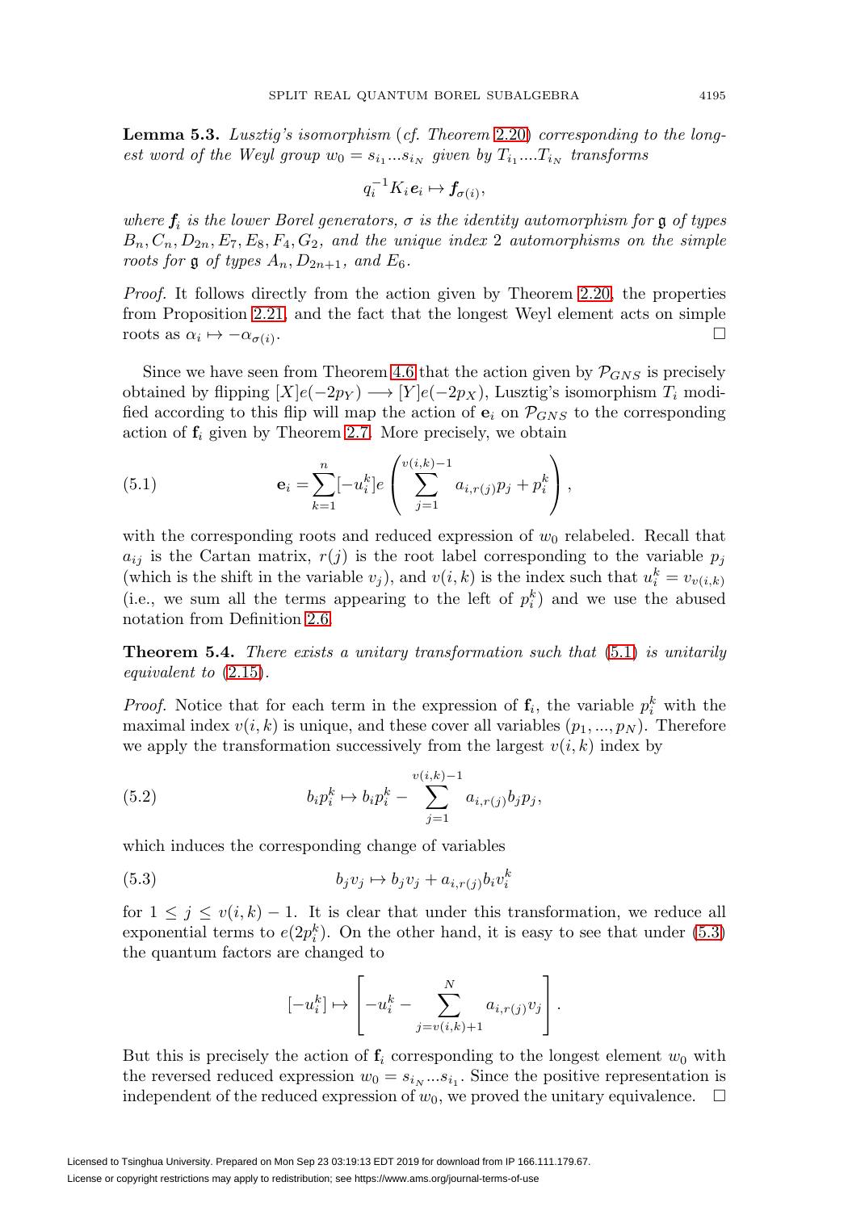**Lemma 5.3.** *Lusztig's isomorphism* (*cf. Theorem* 2.20) *corresponding to the longest word of the Weyl group* $w_0 = s_{i_1}...s_{i_N}$ *given by* $T_{i_1}....T_{i_N}$ *transforms*

$$q_i^{-1}K_i\boldsymbol{e}_i \mapsto \boldsymbol{f}_{\sigma(i)},$$

*where* $\boldsymbol{f}_i$ *is the lower Borel generators,* $\sigma$ *is the identity automorphism for* $\mathfrak{g}$ *of types* $B_n, C_n, D_{2n}, E_7, E_8, F_4, G_2$, *and the unique index* 2 *automorphisms on the simple roots for* $\mathfrak{g}$ *of types* $A_n, D_{2n+1}$, *and* $E_6$.

*Proof.* It follows directly from the action given by Theorem 2.20, the properties from Proposition 2.21, and the fact that the longest Weyl element acts on simple roots as $\alpha_i \mapsto -\alpha_{\sigma(i)}$. □

Since we have seen from Theorem 4.6 that the action given by $\mathcal{P}_{GNS}$ is precisely obtained by flipping $[X]e(-2p_Y) \longrightarrow [Y]e(-2p_X)$, Lusztig's isomorphism $T_i$ modified according to this flip will map the action of $\mathbf{e}_i$ on $\mathcal{P}_{GNS}$ to the corresponding action of $\mathbf{f}_i$ given by Theorem 2.7. More precisely, we obtain

$$\mathbf{e}_i = \sum_{k=1}^{n}[-u_i^k]e\left(\sum_{j=1}^{v(i,k)-1} a_{i,r(j)}p_j + p_i^k\right), \tag{5.1}$$

with the corresponding roots and reduced expression of $w_0$ relabeled. Recall that $a_{ij}$ is the Cartan matrix, $r(j)$ is the root label corresponding to the variable $p_j$ (which is the shift in the variable $v_j$), and $v(i,k)$ is the index such that $u_i^k = v_{v(i,k)}$ (i.e., we sum all the terms appearing to the left of $p_i^k$) and we use the abused notation from Definition 2.6.

**Theorem 5.4.** *There exists a unitary transformation such that* (5.1) *is unitarily equivalent to* (2.15).

*Proof.* Notice that for each term in the expression of $\mathbf{f}_i$, the variable $p_i^k$ with the maximal index $v(i,k)$ is unique, and these cover all variables $(p_1, ..., p_N)$. Therefore we apply the transformation successively from the largest $v(i,k)$ index by

$$b_ip_i^k \mapsto b_ip_i^k - \sum_{j=1}^{v(i,k)-1} a_{i,r(j)}b_jp_j, \tag{5.2}$$

which induces the corresponding change of variables

$$b_jv_j \mapsto b_jv_j + a_{i,r(j)}b_iv_i^k \tag{5.3}$$

for $1 \leq j \leq v(i,k)-1$. It is clear that under this transformation, we reduce all exponential terms to $e(2p_i^k)$. On the other hand, it is easy to see that under (5.3) the quantum factors are changed to

$$[-u_i^k] \mapsto \left[-u_i^k - \sum_{j=v(i,k)+1}^{N} a_{i,r(j)}v_j\right].$$

But this is precisely the action of $\mathbf{f}_i$ corresponding to the longest element $w_0$ with the reversed reduced expression $w_0 = s_{i_N}...s_{i_1}$. Since the positive representation is independent of the reduced expression of $w_0$, we proved the unitary equivalence. □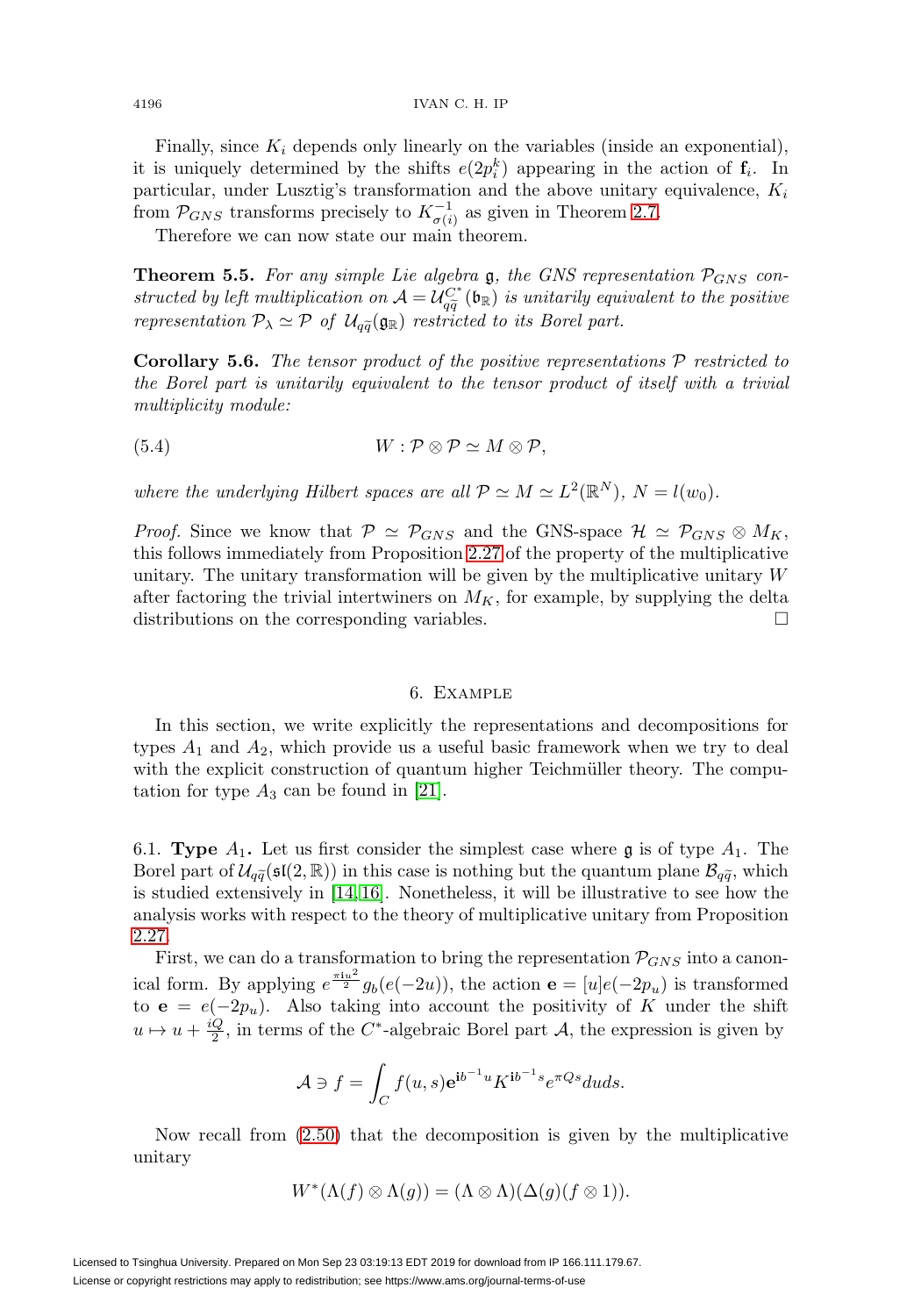Finally, since $K_i$ depends only linearly on the variables (inside an exponential), it is uniquely determined by the shifts $e(2p_i^k)$ appearing in the action of $\mathbf{f}_i$. In particular, under Lusztig's transformation and the above unitary equivalence, $K_i$ from $\mathcal{P}_{GNS}$ transforms precisely to $K_{\sigma(i)}^{-1}$ as given in Theorem 2.7.

Therefore we can now state our main theorem.

**Theorem 5.5.** *For any simple Lie algebra $\mathfrak{g}$, the GNS representation $\mathcal{P}_{GNS}$ constructed by left multiplication on $\mathcal{A} = \mathcal{U}_{q\widetilde{q}}^{C^*}(\mathfrak{b}_{\mathbb{R}})$ is unitarily equivalent to the positive representation $\mathcal{P}_\lambda \simeq \mathcal{P}$ of $\mathcal{U}_{q\widetilde{q}}(\mathfrak{g}_{\mathbb{R}})$ restricted to its Borel part.*

**Corollary 5.6.** *The tensor product of the positive representations $\mathcal{P}$ restricted to the Borel part is unitarily equivalent to the tensor product of itself with a trivial multiplicity module:*

$$W : \mathcal{P} \otimes \mathcal{P} \simeq M \otimes \mathcal{P}, \tag{5.4}$$

*where the underlying Hilbert spaces are all $\mathcal{P} \simeq M \simeq L^2(\mathbb{R}^N)$, $N = l(w_0)$.*

*Proof.* Since we know that $\mathcal{P} \simeq \mathcal{P}_{GNS}$ and the GNS-space $\mathcal{H} \simeq \mathcal{P}_{GNS} \otimes M_K$, this follows immediately from Proposition 2.27 of the property of the multiplicative unitary. The unitary transformation will be given by the multiplicative unitary $W$ after factoring the trivial intertwiners on $M_K$, for example, by supplying the delta distributions on the corresponding variables. $\square$

## 6. Example

In this section, we write explicitly the representations and decompositions for types $A_1$ and $A_2$, which provide us a useful basic framework when we try to deal with the explicit construction of quantum higher Teichmüller theory. The computation for type $A_3$ can be found in [21].

### 6.1. Type $A_1$.

Let us first consider the simplest case where $\mathfrak{g}$ is of type $A_1$. The Borel part of $\mathcal{U}_{q\widetilde{q}}(\mathfrak{sl}(2,\mathbb{R}))$ in this case is nothing but the quantum plane $\mathcal{B}_{q\widetilde{q}}$, which is studied extensively in [14, 16]. Nonetheless, it will be illustrative to see how the analysis works with respect to the theory of multiplicative unitary from Proposition 2.27.

First, we can do a transformation to bring the representation $\mathcal{P}_{GNS}$ into a canonical form. By applying $e^{\frac{\pi i u^2}{2}} g_b(e(-2u))$, the action $\mathbf{e} = [u]e(-2p_u)$ is transformed to $\mathbf{e} = e(-2p_u)$. Also taking into account the positivity of $K$ under the shift $u \mapsto u + \frac{iQ}{2}$, in terms of the $C^*$-algebraic Borel part $\mathcal{A}$, the expression is given by

$$\mathcal{A} \ni f = \int_C f(u,s)\mathbf{e}^{\mathbf{i}b^{-1}u} K^{\mathbf{i}b^{-1}s} e^{\pi Q s} du ds.$$

Now recall from (2.50) that the decomposition is given by the multiplicative unitary

$$W^*(\Lambda(f) \otimes \Lambda(g)) = (\Lambda \otimes \Lambda)(\Delta(g)(f \otimes 1)).$$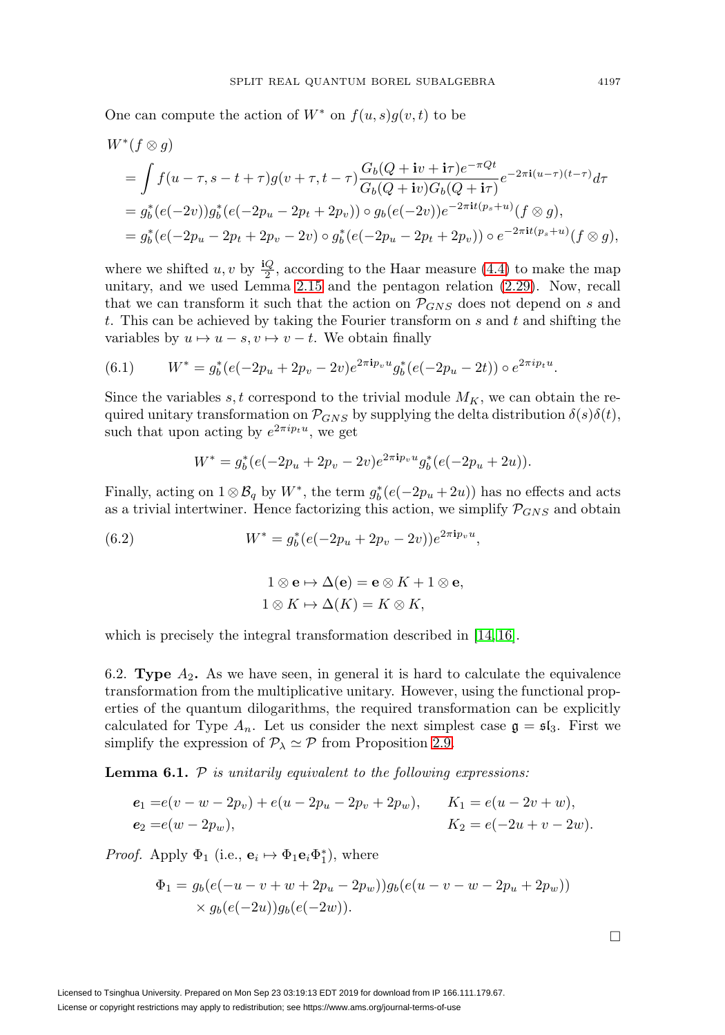One can compute the action of $W^*$ on $f(u,s)g(v,t)$ to be

$$
\begin{aligned}
&W^*(f\otimes g)\\
&= \int f(u-\tau, s-t+\tau)g(v+\tau, t-\tau)\frac{G_b(Q+\mathbf{i}v+\mathbf{i}\tau)e^{-\pi Q t}}{G_b(Q+\mathbf{i}v)G_b(Q+\mathbf{i}\tau)}e^{-2\pi\mathbf{i}(u-\tau)(t-\tau)}d\tau\\
&= g_b^*(e(-2v))g_b^*(e(-2p_u-2p_t+2p_v))\circ g_b(e(-2v))e^{-2\pi\mathbf{i}t(p_s+u)}(f\otimes g),\\
&= g_b^*(e(-2p_u-2p_t+2p_v-2v)\circ g_b^*(e(-2p_u-2p_t+2p_v))\circ e^{-2\pi\mathbf{i}t(p_s+u)}(f\otimes g),
\end{aligned}
$$

where we shifted $u,v$ by $\frac{\mathbf{i}Q}{2}$, according to the Haar measure (4.4) to make the map unitary, and we used Lemma 2.15 and the pentagon relation (2.29). Now, recall that we can transform it such that the action on $\mathcal{P}_{GNS}$ does not depend on $s$ and $t$. This can be achieved by taking the Fourier transform on $s$ and $t$ and shifting the variables by $u\mapsto u-s, v\mapsto v-t$. We obtain finally

$$
W^* = g_b^*(e(-2p_u+2p_v-2v)e^{2\pi\mathbf{i}p_v u}g_b^*(e(-2p_u-2t))\circ e^{2\pi i p_t u}. \tag{6.1}
$$

Since the variables $s,t$ correspond to the trivial module $M_K$, we can obtain the required unitary transformation on $\mathcal{P}_{GNS}$ by supplying the delta distribution $\delta(s)\delta(t)$, such that upon acting by $e^{2\pi i p_t u}$, we get

$$
W^* = g_b^*(e(-2p_u+2p_v-2v)e^{2\pi\mathbf{i}p_v u}g_b^*(e(-2p_u+2u)).
$$

Finally, acting on $1\otimes\mathcal{B}_q$ by $W^*$, the term $g_b^*(e(-2p_u+2u))$ has no effects and acts as a trivial intertwiner. Hence factorizing this action, we simplify $\mathcal{P}_{GNS}$ and obtain

$$
W^* = g_b^*(e(-2p_u+2p_v-2v))e^{2\pi\mathbf{i}p_v u}, \tag{6.2}
$$

$$
\begin{aligned}
1\otimes\mathbf{e}&\mapsto\Delta(\mathbf{e}) = \mathbf{e}\otimes K + 1\otimes\mathbf{e},\\
1\otimes K&\mapsto\Delta(K) = K\otimes K,
\end{aligned}
$$

which is precisely the integral transformation described in [14, 16].

6.2. **Type $A_2$.** As we have seen, in general it is hard to calculate the equivalence transformation from the multiplicative unitary. However, using the functional properties of the quantum dilogarithms, the required transformation can be explicitly calculated for Type $A_n$. Let us consider the next simplest case $\mathfrak{g}=\mathfrak{sl}_3$. First we simplify the expression of $\mathcal{P}_\lambda\simeq\mathcal{P}$ from Proposition 2.9.

**Lemma 6.1.** *$\mathcal{P}$ is unitarily equivalent to the following expressions:*

$$
\begin{aligned}
\boldsymbol{e}_1 &= e(v-w-2p_v)+e(u-2p_u-2p_v+2p_w), &\quad K_1 &= e(u-2v+w),\\
\boldsymbol{e}_2 &= e(w-2p_w), & K_2 &= e(-2u+v-2w).
\end{aligned}
$$

*Proof.* Apply $\Phi_1$ (i.e., $\mathbf{e}_i\mapsto\Phi_1\mathbf{e}_i\Phi_1^*$), where

$$
\begin{aligned}
\Phi_1 = {}& g_b(e(-u-v+w+2p_u-2p_w))g_b(e(u-v-w-2p_u+2p_w))\\
&\times g_b(e(-2u))g_b(e(-2w)).
\end{aligned}
$$

□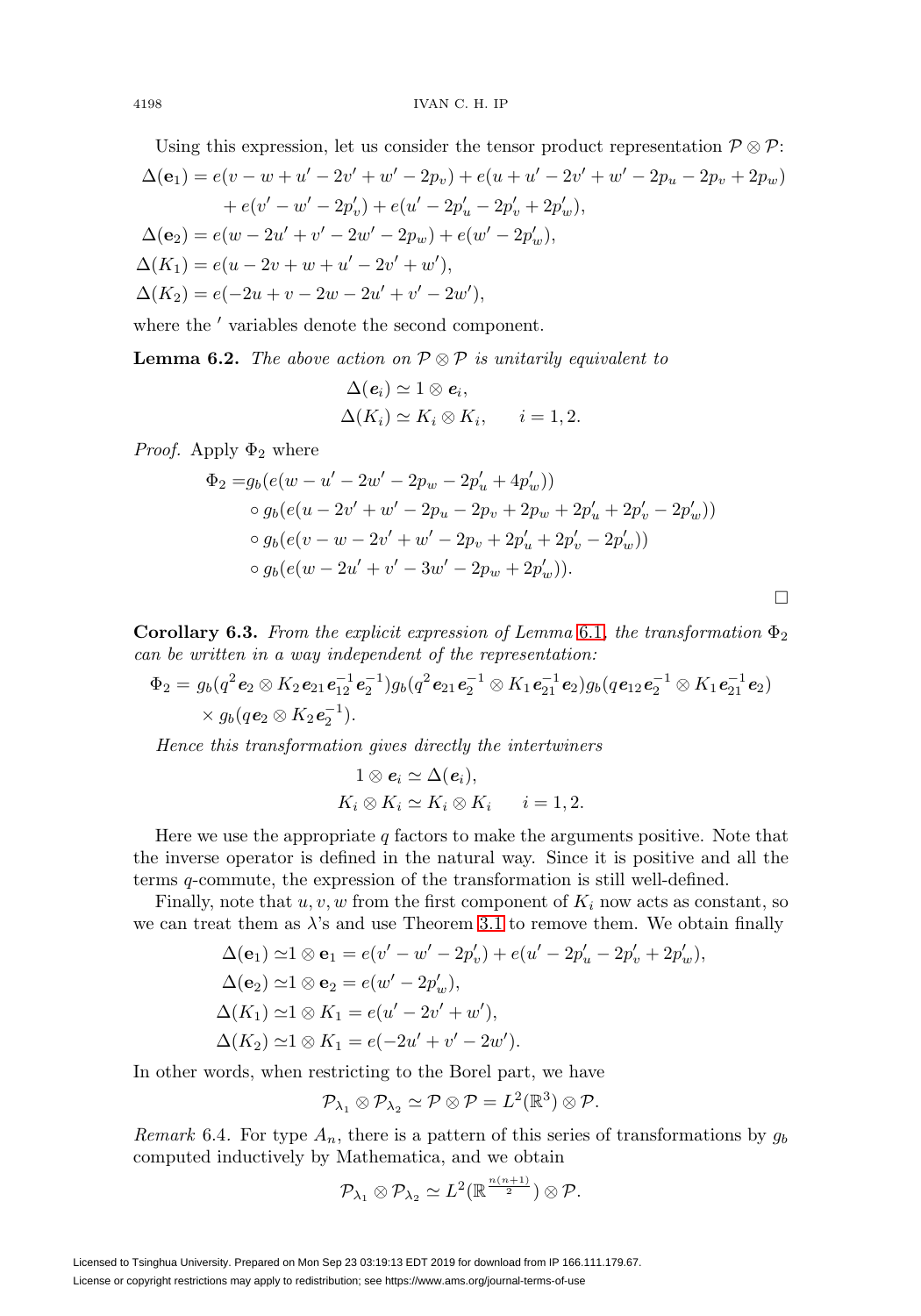Using this expression, let us consider the tensor product representation $\mathcal{P} \otimes \mathcal{P}$:

$$
\begin{aligned}
\Delta(\mathbf{e}_1) &= e(v - w + u' - 2v' + w' - 2p_v) + e(u + u' - 2v' + w' - 2p_u - 2p_v + 2p_w) \\
&\quad + e(v' - w' - 2p_v') + e(u' - 2p_u' - 2p_v' + 2p_w'), \\
\Delta(\mathbf{e}_2) &= e(w - 2u' + v' - 2w' - 2p_w) + e(w' - 2p_w'), \\
\Delta(K_1) &= e(u - 2v + w + u' - 2v' + w'), \\
\Delta(K_2) &= e(-2u + v - 2w - 2u' + v' - 2w'),
\end{aligned}
$$

where the $'$ variables denote the second component.

**Lemma 6.2.** *The above action on $\mathcal{P} \otimes \mathcal{P}$ is unitarily equivalent to*

$$
\begin{aligned}
\Delta(\boldsymbol{e}_i) &\simeq 1 \otimes \boldsymbol{e}_i, \\
\Delta(K_i) &\simeq K_i \otimes K_i, \qquad i = 1, 2.
\end{aligned}
$$

*Proof.* Apply $\Phi_2$ where

$$
\begin{aligned}
\Phi_2 =& g_b(e(w - u' - 2w' - 2p_w - 2p_u' + 4p_w')) \\
&\circ g_b(e(u - 2v' + w' - 2p_u - 2p_v + 2p_w + 2p_u' + 2p_v' - 2p_w')) \\
&\circ g_b(e(v - w - 2v' + w' - 2p_v + 2p_u' + 2p_v' - 2p_w')) \\
&\circ g_b(e(w - 2u' + v' - 3w' - 2p_w + 2p_w')).
\end{aligned}
$$

$\square$

**Corollary 6.3.** *From the explicit expression of Lemma 6.1, the transformation $\Phi_2$ can be written in a way independent of the representation:*

$$
\begin{aligned}
\Phi_2 = & \ g_b(q^2 \boldsymbol{e}_2 \otimes K_2 \boldsymbol{e}_{21} \boldsymbol{e}_{12}^{-1} \boldsymbol{e}_2^{-1}) g_b(q^2 \boldsymbol{e}_{21} \boldsymbol{e}_2^{-1} \otimes K_1 \boldsymbol{e}_{21}^{-1} \boldsymbol{e}_2) g_b(q \boldsymbol{e}_{12} \boldsymbol{e}_2^{-1} \otimes K_1 \boldsymbol{e}_{21}^{-1} \boldsymbol{e}_2) \\
& \times g_b(q \boldsymbol{e}_2 \otimes K_2 \boldsymbol{e}_2^{-1}).
\end{aligned}
$$

*Hence this transformation gives directly the intertwiners*

$$
\begin{aligned}
1 \otimes \boldsymbol{e}_i &\simeq \Delta(\boldsymbol{e}_i), \\
K_i \otimes K_i &\simeq K_i \otimes K_i \qquad i = 1, 2.
\end{aligned}
$$

Here we use the appropriate $q$ factors to make the arguments positive. Note that the inverse operator is defined in the natural way. Since it is positive and all the terms $q$-commute, the expression of the transformation is still well-defined.

Finally, note that $u, v, w$ from the first component of $K_i$ now acts as constant, so we can treat them as $\lambda$'s and use Theorem 3.1 to remove them. We obtain finally

$$
\begin{aligned}
\Delta(\mathbf{e}_1) \simeq& 1 \otimes \mathbf{e}_1 = e(v' - w' - 2p_v') + e(u' - 2p_u' - 2p_v' + 2p_w'), \\
\Delta(\mathbf{e}_2) \simeq& 1 \otimes \mathbf{e}_2 = e(w' - 2p_w'), \\
\Delta(K_1) \simeq& 1 \otimes K_1 = e(u' - 2v' + w'), \\
\Delta(K_2) \simeq& 1 \otimes K_1 = e(-2u' + v' - 2w').
\end{aligned}
$$

In other words, when restricting to the Borel part, we have

$$
\mathcal{P}_{\lambda_1} \otimes \mathcal{P}_{\lambda_2} \simeq \mathcal{P} \otimes \mathcal{P} = L^2(\mathbb{R}^3) \otimes \mathcal{P}.
$$

*Remark* 6.4. For type $A_n$, there is a pattern of this series of transformations by $g_b$ computed inductively by Mathematica, and we obtain

$$
\mathcal{P}_{\lambda_1} \otimes \mathcal{P}_{\lambda_2} \simeq L^2(\mathbb{R}^{\frac{n(n+1)}{2}}) \otimes \mathcal{P}.
$$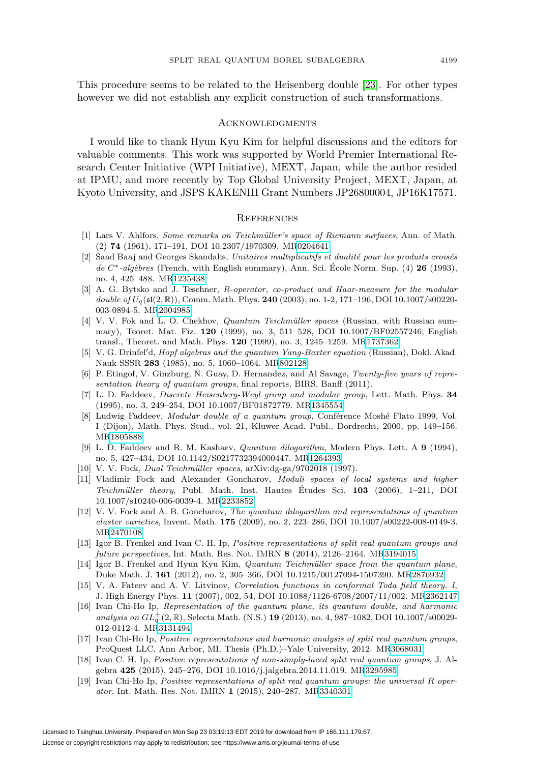This procedure seems to be related to the Heisenberg double [23]. For other types however we did not establish any explicit construction of such transformations.

## Acknowledgments

I would like to thank Hyun Kyu Kim for helpful discussions and the editors for valuable comments. This work was supported by World Premier International Research Center Initiative (WPI Initiative), MEXT, Japan, while the author resided at IPMU, and more recently by Top Global University Project, MEXT, Japan, at Kyoto University, and JSPS KAKENHI Grant Numbers JP26800004, JP16K17571.

## References

[1] Lars V. Ahlfors, *Some remarks on Teichmüller's space of Riemann surfaces*, Ann. of Math. (2) **74** (1961), 171–191, DOI 10.2307/1970309. MR0204641

[2] Saad Baaj and Georges Skandalis, *Unitaires multiplicatifs et dualité pour les produits croisés de $C^*$-algèbres* (French, with English summary), Ann. Sci. École Norm. Sup. (4) **26** (1993), no. 4, 425–488. MR1235438

[3] A. G. Bytsko and J. Teschner, *R-operator, co-product and Haar-measure for the modular double of $U_q(\mathfrak{sl}(2,\mathbb{R}))$*, Comm. Math. Phys. **240** (2003), no. 1-2, 171–196, DOI 10.1007/s00220-003-0894-5. MR2004985

[4] V. V. Fok and L. O. Chekhov, *Quantum Teichmüller spaces* (Russian, with Russian summary), Teoret. Mat. Fiz. **120** (1999), no. 3, 511–528, DOI 10.1007/BF02557246; English transl., Theoret. and Math. Phys. **120** (1999), no. 3, 1245–1259. MR1737362

[5] V. G. Drinfel′d, *Hopf algebras and the quantum Yang-Baxter equation* (Russian), Dokl. Akad. Nauk SSSR **283** (1985), no. 5, 1060–1064. MR802128

[6] P. Etingof, V. Ginzburg, N. Guay, D. Hernandez, and Al Savage, *Twenty-five years of representation theory of quantum groups*, final reports, BIRS, Banff (2011).

[7] L. D. Faddeev, *Discrete Heisenberg-Weyl group and modular group*, Lett. Math. Phys. **34** (1995), no. 3, 249–254, DOI 10.1007/BF01872779. MR1345554

[8] Ludwig Faddeev, *Modular double of a quantum group*, Conférence Moshé Flato 1999, Vol. I (Dijon), Math. Phys. Stud., vol. 21, Kluwer Acad. Publ., Dordrecht, 2000, pp. 149–156. MR1805888

[9] L. D. Faddeev and R. M. Kashaev, *Quantum dilogarithm*, Modern Phys. Lett. A **9** (1994), no. 5, 427–434, DOI 10.1142/S0217732394000447. MR1264393

[10] V. V. Fock, *Dual Teichmüller spaces*, arXiv:dg-ga/9702018 (1997).

[11] Vladimir Fock and Alexander Goncharov, *Moduli spaces of local systems and higher Teichmüller theory*, Publ. Math. Inst. Hautes Études Sci. **103** (2006), 1–211, DOI 10.1007/s10240-006-0039-4. MR2233852

[12] V. V. Fock and A. B. Goncharov, *The quantum dilogarithm and representations of quantum cluster varieties*, Invent. Math. **175** (2009), no. 2, 223–286, DOI 10.1007/s00222-008-0149-3. MR2470108

[13] Igor B. Frenkel and Ivan C. H. Ip, *Positive representations of split real quantum groups and future perspectives*, Int. Math. Res. Not. IMRN **8** (2014), 2126–2164. MR3194015

[14] Igor B. Frenkel and Hyun Kyu Kim, *Quantum Teichmüller space from the quantum plane*, Duke Math. J. **161** (2012), no. 2, 305–366, DOI 10.1215/00127094-1507390. MR2876932

[15] V. A. Fateev and A. V. Litvinov, *Correlation functions in conformal Toda field theory. I*, J. High Energy Phys. **11** (2007), 002, 54, DOI 10.1088/1126-6708/2007/11/002. MR2362147

[16] Ivan Chi-Ho Ip, *Representation of the quantum plane, its quantum double, and harmonic analysis on $GL_q^+(2,\mathbb{R})$*, Selecta Math. (N.S.) **19** (2013), no. 4, 987–1082, DOI 10.1007/s00029-012-0112-4. MR3131494

[17] Ivan Chi-Ho Ip, *Positive representations and harmonic analysis of split real quantum groups*, ProQuest LLC, Ann Arbor, MI. Thesis (Ph.D.)–Yale University, 2012. MR3068031

[18] Ivan C. H. Ip, *Positive representations of non-simply-laced split real quantum groups*, J. Algebra **425** (2015), 245–276, DOI 10.1016/j.jalgebra.2014.11.019. MR3295985

[19] Ivan Chi-Ho Ip, *Positive representations of split real quantum groups: the universal R operator*, Int. Math. Res. Not. IMRN **1** (2015), 240–287. MR3340301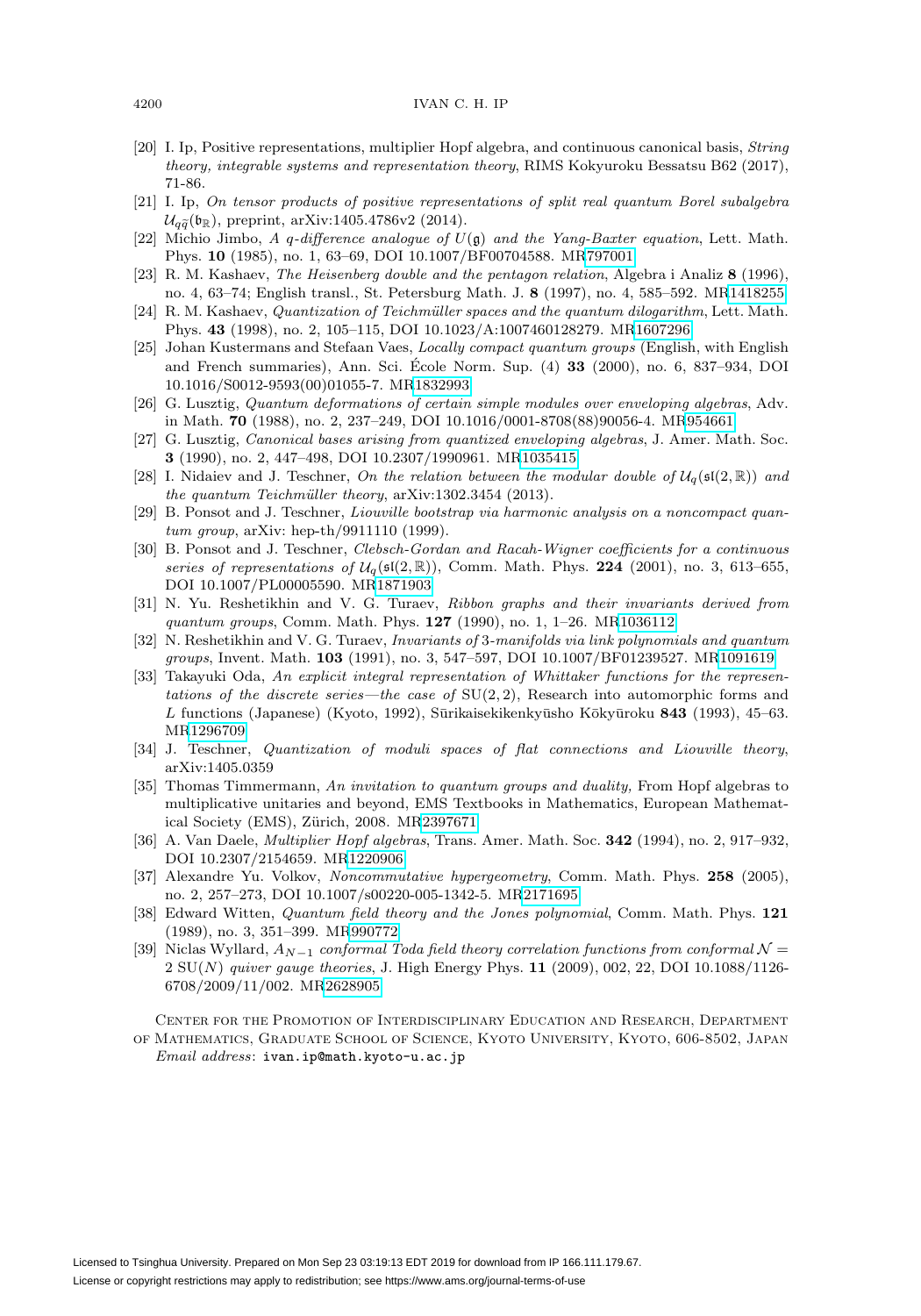[20] I. Ip, Positive representations, multiplier Hopf algebra, and continuous canonical basis, *String theory, integrable systems and representation theory*, RIMS Kokyuroku Bessatsu B62 (2017), 71-86.

[21] I. Ip, *On tensor products of positive representations of split real quantum Borel subalgebra $\mathcal{U}_{q\tilde{q}}(\mathfrak{b}_{\mathbb{R}})$*, preprint, arXiv:1405.4786v2 (2014).

[22] Michio Jimbo, *A q-difference analogue of $U(\mathfrak{g})$ and the Yang-Baxter equation*, Lett. Math. Phys. **10** (1985), no. 1, 63–69, DOI 10.1007/BF00704588. MR797001

[23] R. M. Kashaev, *The Heisenberg double and the pentagon relation*, Algebra i Analiz **8** (1996), no. 4, 63–74; English transl., St. Petersburg Math. J. **8** (1997), no. 4, 585–592. MR1418255

[24] R. M. Kashaev, *Quantization of Teichmüller spaces and the quantum dilogarithm*, Lett. Math. Phys. **43** (1998), no. 2, 105–115, DOI 10.1023/A:1007460128279. MR1607296

[25] Johan Kustermans and Stefaan Vaes, *Locally compact quantum groups* (English, with English and French summaries), Ann. Sci. École Norm. Sup. (4) **33** (2000), no. 6, 837–934, DOI 10.1016/S0012-9593(00)01055-7. MR1832993

[26] G. Lusztig, *Quantum deformations of certain simple modules over enveloping algebras*, Adv. in Math. **70** (1988), no. 2, 237–249, DOI 10.1016/0001-8708(88)90056-4. MR954661

[27] G. Lusztig, *Canonical bases arising from quantized enveloping algebras*, J. Amer. Math. Soc. **3** (1990), no. 2, 447–498, DOI 10.2307/1990961. MR1035415

[28] I. Nidaiev and J. Teschner, *On the relation between the modular double of $\mathcal{U}_q(\mathfrak{sl}(2,\mathbb{R}))$ and the quantum Teichmüller theory*, arXiv:1302.3454 (2013).

[29] B. Ponsot and J. Teschner, *Liouville bootstrap via harmonic analysis on a noncompact quantum group*, arXiv: hep-th/9911110 (1999).

[30] B. Ponsot and J. Teschner, *Clebsch-Gordan and Racah-Wigner coefficients for a continuous series of representations of $\mathcal{U}_q(\mathfrak{sl}(2,\mathbb{R}))$*, Comm. Math. Phys. **224** (2001), no. 3, 613–655, DOI 10.1007/PL00005590. MR1871903

[31] N. Yu. Reshetikhin and V. G. Turaev, *Ribbon graphs and their invariants derived from quantum groups*, Comm. Math. Phys. **127** (1990), no. 1, 1–26. MR1036112

[32] N. Reshetikhin and V. G. Turaev, *Invariants of 3-manifolds via link polynomials and quantum groups*, Invent. Math. **103** (1991), no. 3, 547–597, DOI 10.1007/BF01239527. MR1091619

[33] Takayuki Oda, *An explicit integral representation of Whittaker functions for the representations of the discrete series—the case of* SU(2, 2), Research into automorphic forms and $L$ functions (Japanese) (Kyoto, 1992), Sūrikaisekikenkyūsho Kōkyūroku **843** (1993), 45–63. MR1296709

[34] J. Teschner, *Quantization of moduli spaces of flat connections and Liouville theory*, arXiv:1405.0359

[35] Thomas Timmermann, *An invitation to quantum groups and duality,* From Hopf algebras to multiplicative unitaries and beyond, EMS Textbooks in Mathematics, European Mathematical Society (EMS), Zürich, 2008. MR2397671

[36] A. Van Daele, *Multiplier Hopf algebras*, Trans. Amer. Math. Soc. **342** (1994), no. 2, 917–932, DOI 10.2307/2154659. MR1220906

[37] Alexandre Yu. Volkov, *Noncommutative hypergeometry*, Comm. Math. Phys. **258** (2005), no. 2, 257–273, DOI 10.1007/s00220-005-1342-5. MR2171695

[38] Edward Witten, *Quantum field theory and the Jones polynomial*, Comm. Math. Phys. **121** (1989), no. 3, 351–399. MR990772

[39] Niclas Wyllard, *$A_{N-1}$ conformal Toda field theory correlation functions from conformal $\mathcal{N} = 2$ SU($N$) quiver gauge theories*, J. High Energy Phys. **11** (2009), 002, 22, DOI 10.1088/1126-6708/2009/11/002. MR2628905

Center for the Promotion of Interdisciplinary Education and Research, Department of Mathematics, Graduate School of Science, Kyoto University, Kyoto, 606-8502, Japan

*Email address*: ivan.ip@math.kyoto-u.ac.jp